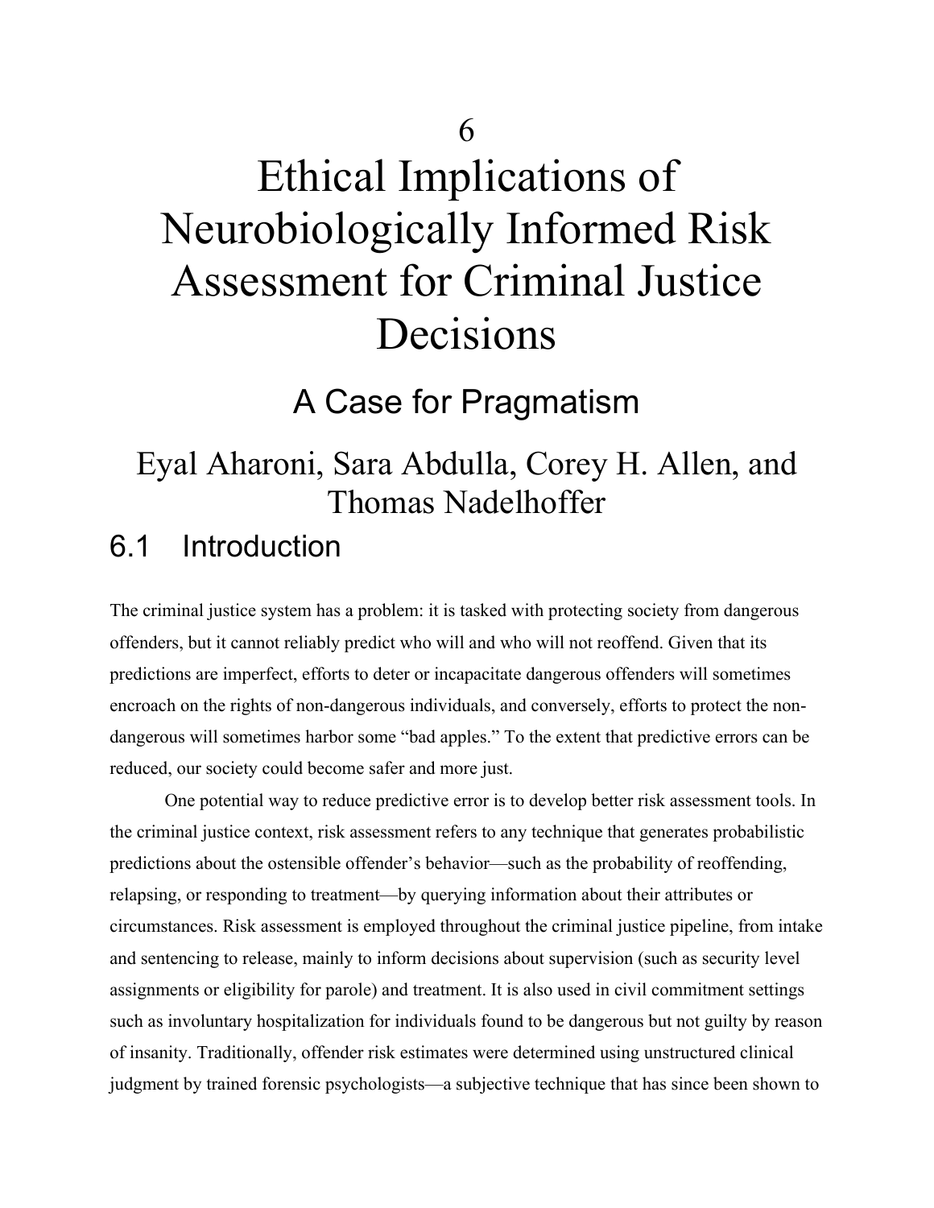# 6

# Ethical Implications of Neurobiologically Informed Risk Assessment for Criminal Justice Decisions

## A Case for Pragmatism

Eyal Aharoni, Sara Abdulla, Corey H. Allen, and Thomas Nadelhoffer

## 6.1 Introduction

The criminal justice system has a problem: it is tasked with protecting society from dangerous offenders, but it cannot reliably predict who will and who will not reoffend. Given that its predictions are imperfect, efforts to deter or incapacitate dangerous offenders will sometimes encroach on the rights of non-dangerous individuals, and conversely, efforts to protect the non-dangerous will sometimes harbor some "bad apples." To the extent that predictive errors can be reduced, our society could become safer and more just.

One potential way to reduce predictive error is to develop better risk assessment tools. In the criminal justice context, risk assessment refers to any technique that generates probabilistic predictions about the ostensible offender's behavior—such as the probability of reoffending, relapsing, or responding to treatment—by querying information about their attributes or circumstances. Risk assessment is employed throughout the criminal justice pipeline, from intake and sentencing to release, mainly to inform decisions about supervision (such as security level assignments or eligibility for parole) and treatment. It is also used in civil commitment settings such as involuntary hospitalization for individuals found to be dangerous but not guilty by reason of insanity. Traditionally, offender risk estimates were determined using unstructured clinical judgment by trained forensic psychologists—a subjective technique that has since been shown to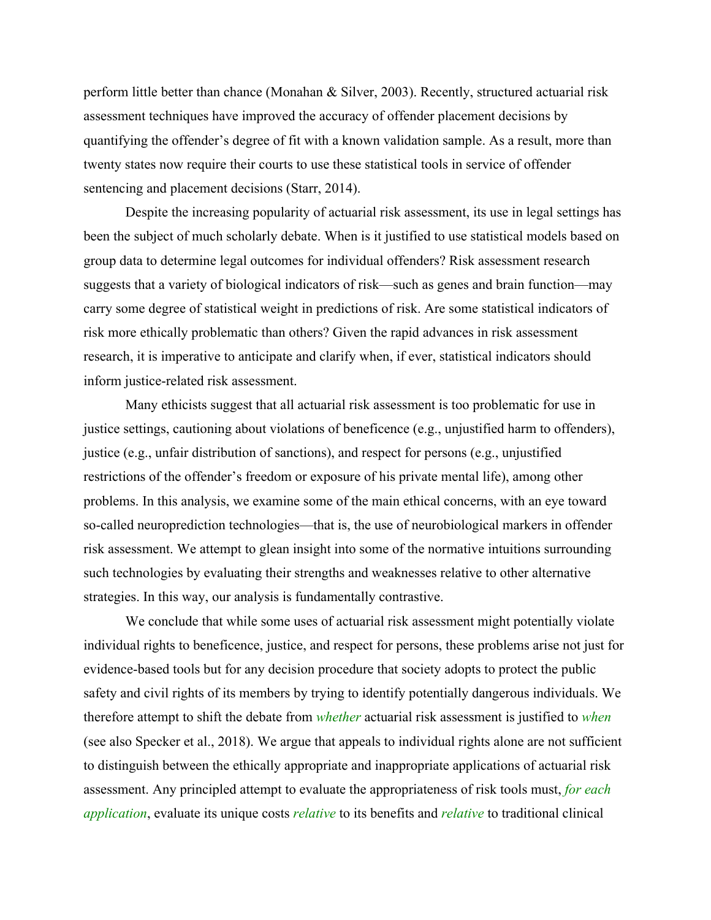perform little better than chance (Monahan & Silver, 2003). Recently, structured actuarial risk assessment techniques have improved the accuracy of offender placement decisions by quantifying the offender's degree of fit with a known validation sample. As a result, more than twenty states now require their courts to use these statistical tools in service of offender sentencing and placement decisions (Starr, 2014).

Despite the increasing popularity of actuarial risk assessment, its use in legal settings has been the subject of much scholarly debate. When is it justified to use statistical models based on group data to determine legal outcomes for individual offenders? Risk assessment research suggests that a variety of biological indicators of risk—such as genes and brain function—may carry some degree of statistical weight in predictions of risk. Are some statistical indicators of risk more ethically problematic than others? Given the rapid advances in risk assessment research, it is imperative to anticipate and clarify when, if ever, statistical indicators should inform justice-related risk assessment.

Many ethicists suggest that all actuarial risk assessment is too problematic for use in justice settings, cautioning about violations of beneficence (e.g., unjustified harm to offenders), justice (e.g., unfair distribution of sanctions), and respect for persons (e.g., unjustified restrictions of the offender's freedom or exposure of his private mental life), among other problems. In this analysis, we examine some of the main ethical concerns, with an eye toward so-called neuroprediction technologies—that is, the use of neurobiological markers in offender risk assessment. We attempt to glean insight into some of the normative intuitions surrounding such technologies by evaluating their strengths and weaknesses relative to other alternative strategies. In this way, our analysis is fundamentally contrastive.

We conclude that while some uses of actuarial risk assessment might potentially violate individual rights to beneficence, justice, and respect for persons, these problems arise not just for evidence-based tools but for any decision procedure that society adopts to protect the public safety and civil rights of its members by trying to identify potentially dangerous individuals. We therefore attempt to shift the debate from *whether* actuarial risk assessment is justified to *when* (see also Specker et al., 2018). We argue that appeals to individual rights alone are not sufficient to distinguish between the ethically appropriate and inappropriate applications of actuarial risk assessment. Any principled attempt to evaluate the appropriateness of risk tools must, *for each application*, evaluate its unique costs *relative* to its benefits and *relative* to traditional clinical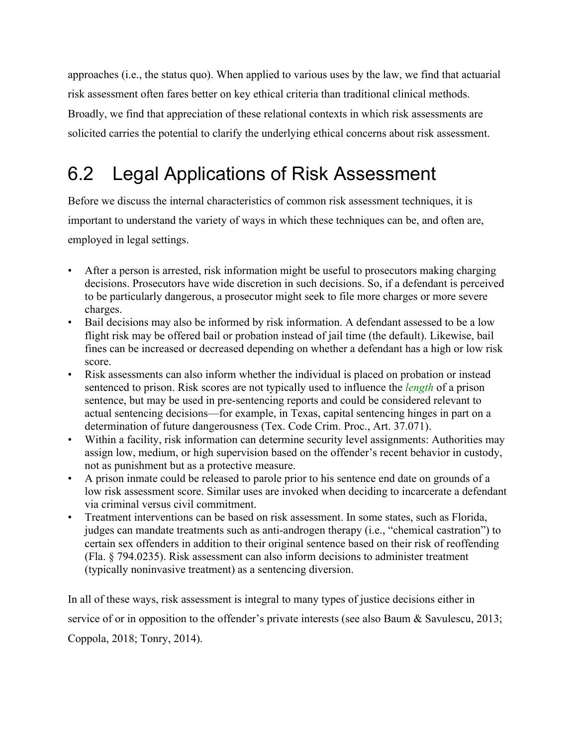approaches (i.e., the status quo). When applied to various uses by the law, we find that actuarial risk assessment often fares better on key ethical criteria than traditional clinical methods. Broadly, we find that appreciation of these relational contexts in which risk assessments are solicited carries the potential to clarify the underlying ethical concerns about risk assessment.

## 6.2 Legal Applications of Risk Assessment

Before we discuss the internal characteristics of common risk assessment techniques, it is important to understand the variety of ways in which these techniques can be, and often are, employed in legal settings.

- After a person is arrested, risk information might be useful to prosecutors making charging decisions. Prosecutors have wide discretion in such decisions. So, if a defendant is perceived to be particularly dangerous, a prosecutor might seek to file more charges or more severe charges.
- Bail decisions may also be informed by risk information. A defendant assessed to be a low flight risk may be offered bail or probation instead of jail time (the default). Likewise, bail fines can be increased or decreased depending on whether a defendant has a high or low risk score.
- Risk assessments can also inform whether the individual is placed on probation or instead sentenced to prison. Risk scores are not typically used to influence the *length* of a prison sentence, but may be used in pre-sentencing reports and could be considered relevant to actual sentencing decisions—for example, in Texas, capital sentencing hinges in part on a determination of future dangerousness (Tex. Code Crim. Proc., Art. 37.071).
- Within a facility, risk information can determine security level assignments: Authorities may assign low, medium, or high supervision based on the offender's recent behavior in custody, not as punishment but as a protective measure.
- A prison inmate could be released to parole prior to his sentence end date on grounds of a low risk assessment score. Similar uses are invoked when deciding to incarcerate a defendant via criminal versus civil commitment.
- Treatment interventions can be based on risk assessment. In some states, such as Florida, judges can mandate treatments such as anti-androgen therapy (i.e., "chemical castration") to certain sex offenders in addition to their original sentence based on their risk of reoffending (Fla. § 794.0235). Risk assessment can also inform decisions to administer treatment (typically noninvasive treatment) as a sentencing diversion.

In all of these ways, risk assessment is integral to many types of justice decisions either in service of or in opposition to the offender's private interests (see also Baum & Savulescu, 2013; Coppola, 2018; Tonry, 2014).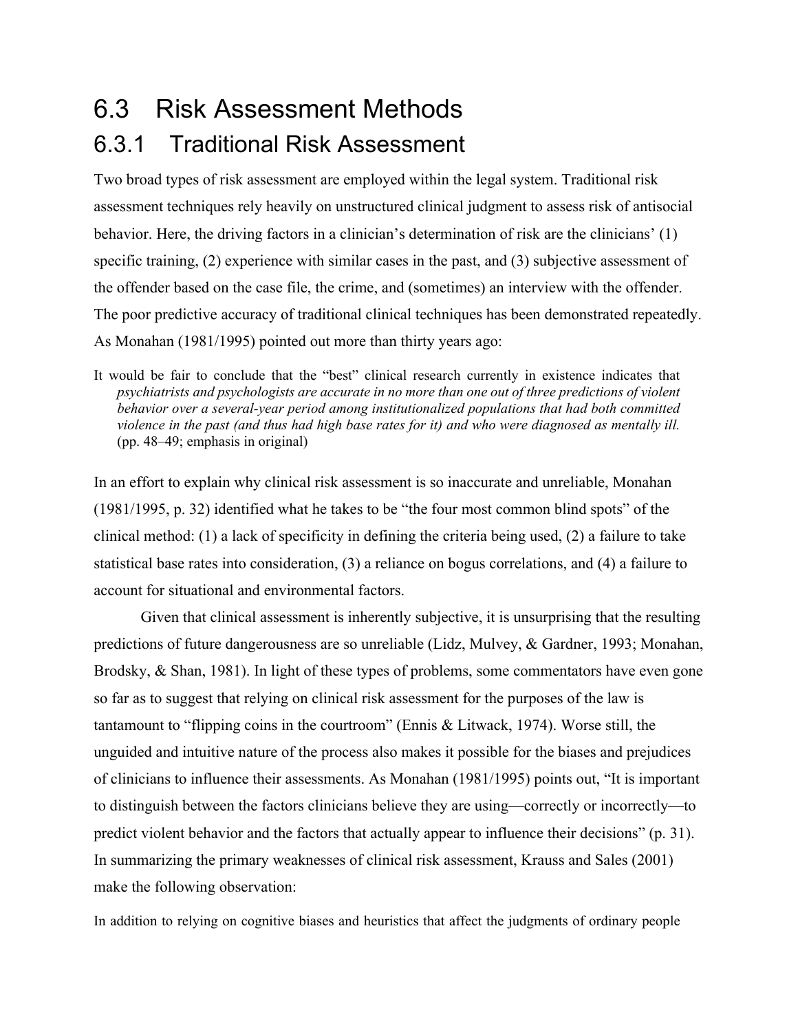# 6.3 Risk Assessment Methods

## 6.3.1 Traditional Risk Assessment

Two broad types of risk assessment are employed within the legal system. Traditional risk assessment techniques rely heavily on unstructured clinical judgment to assess risk of antisocial behavior. Here, the driving factors in a clinician's determination of risk are the clinicians' (1) specific training, (2) experience with similar cases in the past, and (3) subjective assessment of the offender based on the case file, the crime, and (sometimes) an interview with the offender. The poor predictive accuracy of traditional clinical techniques has been demonstrated repeatedly. As Monahan (1981/1995) pointed out more than thirty years ago:

> It would be fair to conclude that the "best" clinical research currently in existence indicates that *psychiatrists and psychologists are accurate in no more than one out of three predictions of violent behavior over a several-year period among institutionalized populations that had both committed violence in the past (and thus had high base rates for it) and who were diagnosed as mentally ill.* (pp. 48–49; emphasis in original)

In an effort to explain why clinical risk assessment is so inaccurate and unreliable, Monahan (1981/1995, p. 32) identified what he takes to be "the four most common blind spots" of the clinical method: (1) a lack of specificity in defining the criteria being used, (2) a failure to take statistical base rates into consideration, (3) a reliance on bogus correlations, and (4) a failure to account for situational and environmental factors.

Given that clinical assessment is inherently subjective, it is unsurprising that the resulting predictions of future dangerousness are so unreliable (Lidz, Mulvey, & Gardner, 1993; Monahan, Brodsky, & Shan, 1981). In light of these types of problems, some commentators have even gone so far as to suggest that relying on clinical risk assessment for the purposes of the law is tantamount to "flipping coins in the courtroom" (Ennis & Litwack, 1974). Worse still, the unguided and intuitive nature of the process also makes it possible for the biases and prejudices of clinicians to influence their assessments. As Monahan (1981/1995) points out, "It is important to distinguish between the factors clinicians believe they are using—correctly or incorrectly—to predict violent behavior and the factors that actually appear to influence their decisions" (p. 31). In summarizing the primary weaknesses of clinical risk assessment, Krauss and Sales (2001) make the following observation:

> In addition to relying on cognitive biases and heuristics that affect the judgments of ordinary people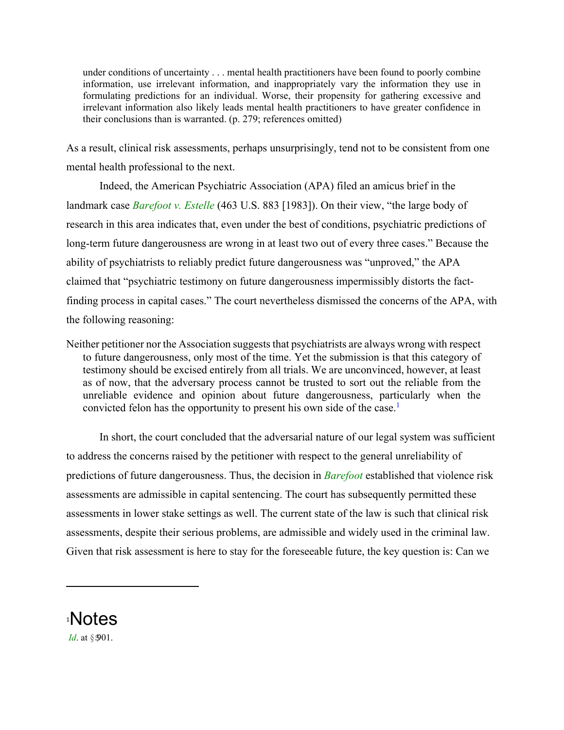> under conditions of uncertainty . . . mental health practitioners have been found to poorly combine information, use irrelevant information, and inappropriately vary the information they use in formulating predictions for an individual. Worse, their propensity for gathering excessive and irrelevant information also likely leads mental health practitioners to have greater confidence in their conclusions than is warranted. (p. 279; references omitted)

As a result, clinical risk assessments, perhaps unsurprisingly, tend not to be consistent from one mental health professional to the next.

Indeed, the American Psychiatric Association (APA) filed an amicus brief in the landmark case *Barefoot v. Estelle* (463 U.S. 883 [1983]). On their view, "the large body of research in this area indicates that, even under the best of conditions, psychiatric predictions of long-term future dangerousness are wrong in at least two out of every three cases." Because the ability of psychiatrists to reliably predict future dangerousness was "unproved," the APA claimed that "psychiatric testimony on future dangerousness impermissibly distorts the fact-finding process in capital cases." The court nevertheless dismissed the concerns of the APA, with the following reasoning:

> Neither petitioner nor the Association suggests that psychiatrists are always wrong with respect to future dangerousness, only most of the time. Yet the submission is that this category of testimony should be excised entirely from all trials. We are unconvinced, however, at least as of now, that the adversary process cannot be trusted to sort out the reliable from the unreliable evidence and opinion about future dangerousness, particularly when the convicted felon has the opportunity to present his own side of the case.[1]

In short, the court concluded that the adversarial nature of our legal system was sufficient to address the concerns raised by the petitioner with respect to the general unreliability of predictions of future dangerousness. Thus, the decision in *Barefoot* established that violence risk assessments are admissible in capital sentencing. The court has subsequently permitted these assessments in lower stake settings as well. The current state of the law is such that clinical risk assessments, despite their serious problems, are admissible and widely used in the criminal law. Given that risk assessment is here to stay for the foreseeable future, the key question is: Can we

---

# Notes

[1] *Id*. at §901.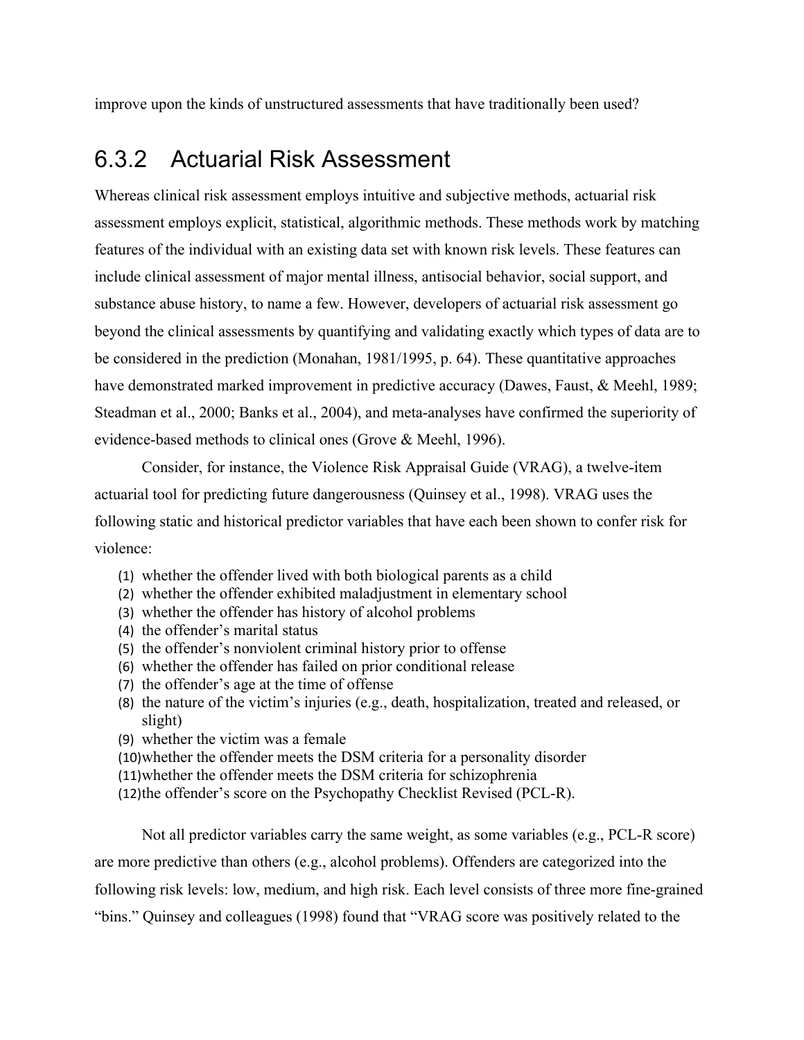improve upon the kinds of unstructured assessments that have traditionally been used?

### 6.3.2 Actuarial Risk Assessment

Whereas clinical risk assessment employs intuitive and subjective methods, actuarial risk assessment employs explicit, statistical, algorithmic methods. These methods work by matching features of the individual with an existing data set with known risk levels. These features can include clinical assessment of major mental illness, antisocial behavior, social support, and substance abuse history, to name a few. However, developers of actuarial risk assessment go beyond the clinical assessments by quantifying and validating exactly which types of data are to be considered in the prediction (Monahan, 1981/1995, p. 64). These quantitative approaches have demonstrated marked improvement in predictive accuracy (Dawes, Faust, & Meehl, 1989; Steadman et al., 2000; Banks et al., 2004), and meta-analyses have confirmed the superiority of evidence-based methods to clinical ones (Grove & Meehl, 1996).

Consider, for instance, the Violence Risk Appraisal Guide (VRAG), a twelve-item actuarial tool for predicting future dangerousness (Quinsey et al., 1998). VRAG uses the following static and historical predictor variables that have each been shown to confer risk for violence:

(1) whether the offender lived with both biological parents as a child
(2) whether the offender exhibited maladjustment in elementary school
(3) whether the offender has history of alcohol problems
(4) the offender's marital status
(5) the offender's nonviolent criminal history prior to offense
(6) whether the offender has failed on prior conditional release
(7) the offender's age at the time of offense
(8) the nature of the victim's injuries (e.g., death, hospitalization, treated and released, or slight)
(9) whether the victim was a female
(10) whether the offender meets the DSM criteria for a personality disorder
(11) whether the offender meets the DSM criteria for schizophrenia
(12) the offender's score on the Psychopathy Checklist Revised (PCL-R).

Not all predictor variables carry the same weight, as some variables (e.g., PCL-R score) are more predictive than others (e.g., alcohol problems). Offenders are categorized into the following risk levels: low, medium, and high risk. Each level consists of three more fine-grained "bins." Quinsey and colleagues (1998) found that "VRAG score was positively related to the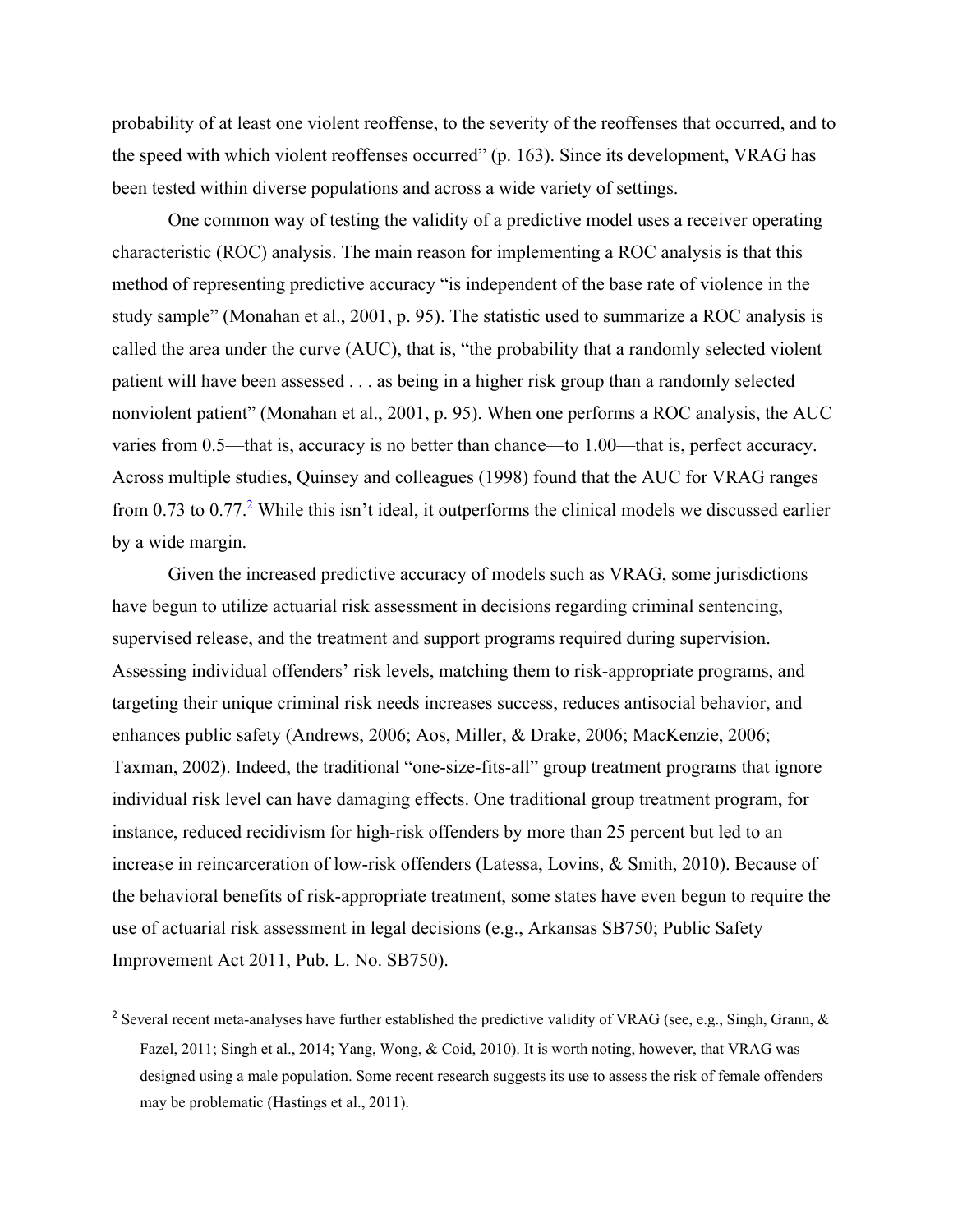probability of at least one violent reoffense, to the severity of the reoffenses that occurred, and to the speed with which violent reoffenses occurred" (p. 163). Since its development, VRAG has been tested within diverse populations and across a wide variety of settings.

One common way of testing the validity of a predictive model uses a receiver operating characteristic (ROC) analysis. The main reason for implementing a ROC analysis is that this method of representing predictive accuracy "is independent of the base rate of violence in the study sample" (Monahan et al., 2001, p. 95). The statistic used to summarize a ROC analysis is called the area under the curve (AUC), that is, "the probability that a randomly selected violent patient will have been assessed . . . as being in a higher risk group than a randomly selected nonviolent patient" (Monahan et al., 2001, p. 95). When one performs a ROC analysis, the AUC varies from 0.5—that is, accuracy is no better than chance—to 1.00—that is, perfect accuracy. Across multiple studies, Quinsey and colleagues (1998) found that the AUC for VRAG ranges from 0.73 to 0.77.[2] While this isn't ideal, it outperforms the clinical models we discussed earlier by a wide margin.

Given the increased predictive accuracy of models such as VRAG, some jurisdictions have begun to utilize actuarial risk assessment in decisions regarding criminal sentencing, supervised release, and the treatment and support programs required during supervision. Assessing individual offenders' risk levels, matching them to risk-appropriate programs, and targeting their unique criminal risk needs increases success, reduces antisocial behavior, and enhances public safety (Andrews, 2006; Aos, Miller, & Drake, 2006; MacKenzie, 2006; Taxman, 2002). Indeed, the traditional "one-size-fits-all" group treatment programs that ignore individual risk level can have damaging effects. One traditional group treatment program, for instance, reduced recidivism for high-risk offenders by more than 25 percent but led to an increase in reincarceration of low-risk offenders (Latessa, Lovins, & Smith, 2010). Because of the behavioral benefits of risk-appropriate treatment, some states have even begun to require the use of actuarial risk assessment in legal decisions (e.g., Arkansas SB750; Public Safety Improvement Act 2011, Pub. L. No. SB750).

---

[2] Several recent meta-analyses have further established the predictive validity of VRAG (see, e.g., Singh, Grann, & Fazel, 2011; Singh et al., 2014; Yang, Wong, & Coid, 2010). It is worth noting, however, that VRAG was designed using a male population. Some recent research suggests its use to assess the risk of female offenders may be problematic (Hastings et al., 2011).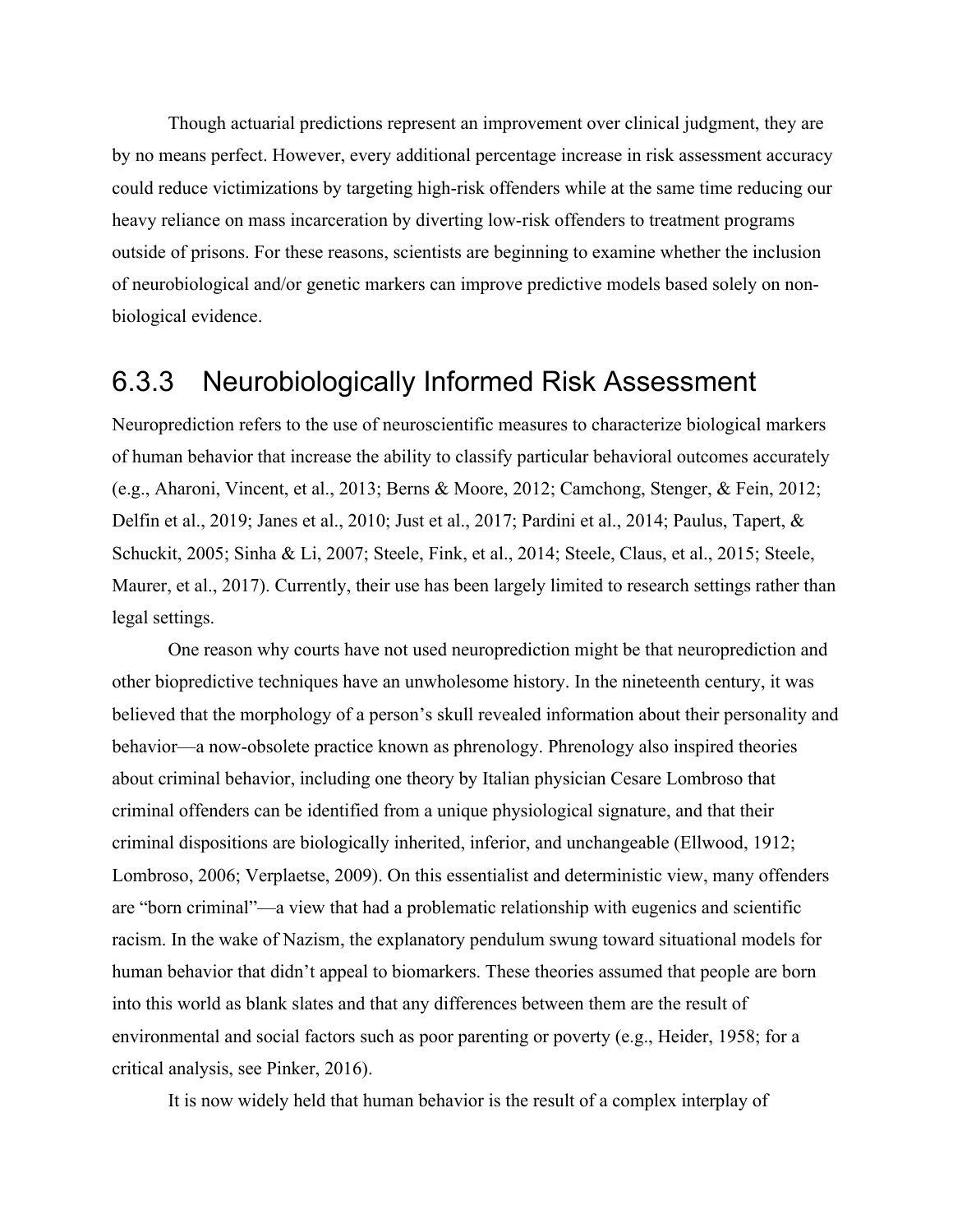Though actuarial predictions represent an improvement over clinical judgment, they are by no means perfect. However, every additional percentage increase in risk assessment accuracy could reduce victimizations by targeting high-risk offenders while at the same time reducing our heavy reliance on mass incarceration by diverting low-risk offenders to treatment programs outside of prisons. For these reasons, scientists are beginning to examine whether the inclusion of neurobiological and/or genetic markers can improve predictive models based solely on non-biological evidence.

### 6.3.3 Neurobiologically Informed Risk Assessment

Neuroprediction refers to the use of neuroscientific measures to characterize biological markers of human behavior that increase the ability to classify particular behavioral outcomes accurately (e.g., Aharoni, Vincent, et al., 2013; Berns & Moore, 2012; Camchong, Stenger, & Fein, 2012; Delfin et al., 2019; Janes et al., 2010; Just et al., 2017; Pardini et al., 2014; Paulus, Tapert, & Schuckit, 2005; Sinha & Li, 2007; Steele, Fink, et al., 2014; Steele, Claus, et al., 2015; Steele, Maurer, et al., 2017). Currently, their use has been largely limited to research settings rather than legal settings.

One reason why courts have not used neuroprediction might be that neuroprediction and other biopredictive techniques have an unwholesome history. In the nineteenth century, it was believed that the morphology of a person's skull revealed information about their personality and behavior—a now-obsolete practice known as phrenology. Phrenology also inspired theories about criminal behavior, including one theory by Italian physician Cesare Lombroso that criminal offenders can be identified from a unique physiological signature, and that their criminal dispositions are biologically inherited, inferior, and unchangeable (Ellwood, 1912; Lombroso, 2006; Verplaetse, 2009). On this essentialist and deterministic view, many offenders are "born criminal"—a view that had a problematic relationship with eugenics and scientific racism. In the wake of Nazism, the explanatory pendulum swung toward situational models for human behavior that didn't appeal to biomarkers. These theories assumed that people are born into this world as blank slates and that any differences between them are the result of environmental and social factors such as poor parenting or poverty (e.g., Heider, 1958; for a critical analysis, see Pinker, 2016).

It is now widely held that human behavior is the result of a complex interplay of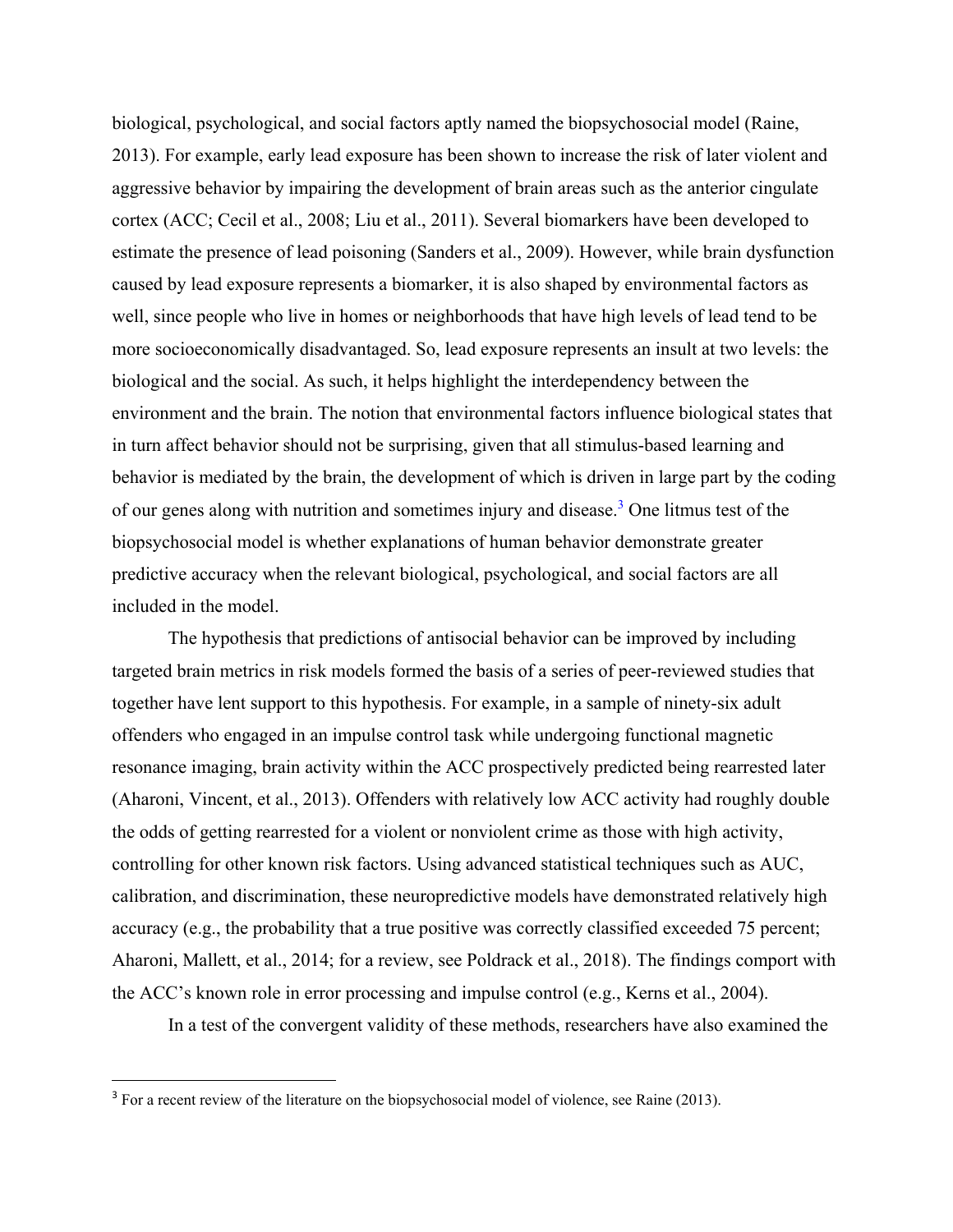biological, psychological, and social factors aptly named the biopsychosocial model (Raine, 2013). For example, early lead exposure has been shown to increase the risk of later violent and aggressive behavior by impairing the development of brain areas such as the anterior cingulate cortex (ACC; Cecil et al., 2008; Liu et al., 2011). Several biomarkers have been developed to estimate the presence of lead poisoning (Sanders et al., 2009). However, while brain dysfunction caused by lead exposure represents a biomarker, it is also shaped by environmental factors as well, since people who live in homes or neighborhoods that have high levels of lead tend to be more socioeconomically disadvantaged. So, lead exposure represents an insult at two levels: the biological and the social. As such, it helps highlight the interdependency between the environment and the brain. The notion that environmental factors influence biological states that in turn affect behavior should not be surprising, given that all stimulus-based learning and behavior is mediated by the brain, the development of which is driven in large part by the coding of our genes along with nutrition and sometimes injury and disease.[3] One litmus test of the biopsychosocial model is whether explanations of human behavior demonstrate greater predictive accuracy when the relevant biological, psychological, and social factors are all included in the model.

The hypothesis that predictions of antisocial behavior can be improved by including targeted brain metrics in risk models formed the basis of a series of peer-reviewed studies that together have lent support to this hypothesis. For example, in a sample of ninety-six adult offenders who engaged in an impulse control task while undergoing functional magnetic resonance imaging, brain activity within the ACC prospectively predicted being rearrested later (Aharoni, Vincent, et al., 2013). Offenders with relatively low ACC activity had roughly double the odds of getting rearrested for a violent or nonviolent crime as those with high activity, controlling for other known risk factors. Using advanced statistical techniques such as AUC, calibration, and discrimination, these neuropredictive models have demonstrated relatively high accuracy (e.g., the probability that a true positive was correctly classified exceeded 75 percent; Aharoni, Mallett, et al., 2014; for a review, see Poldrack et al., 2018). The findings comport with the ACC's known role in error processing and impulse control (e.g., Kerns et al., 2004).

In a test of the convergent validity of these methods, researchers have also examined the

[3] For a recent review of the literature on the biopsychosocial model of violence, see Raine (2013).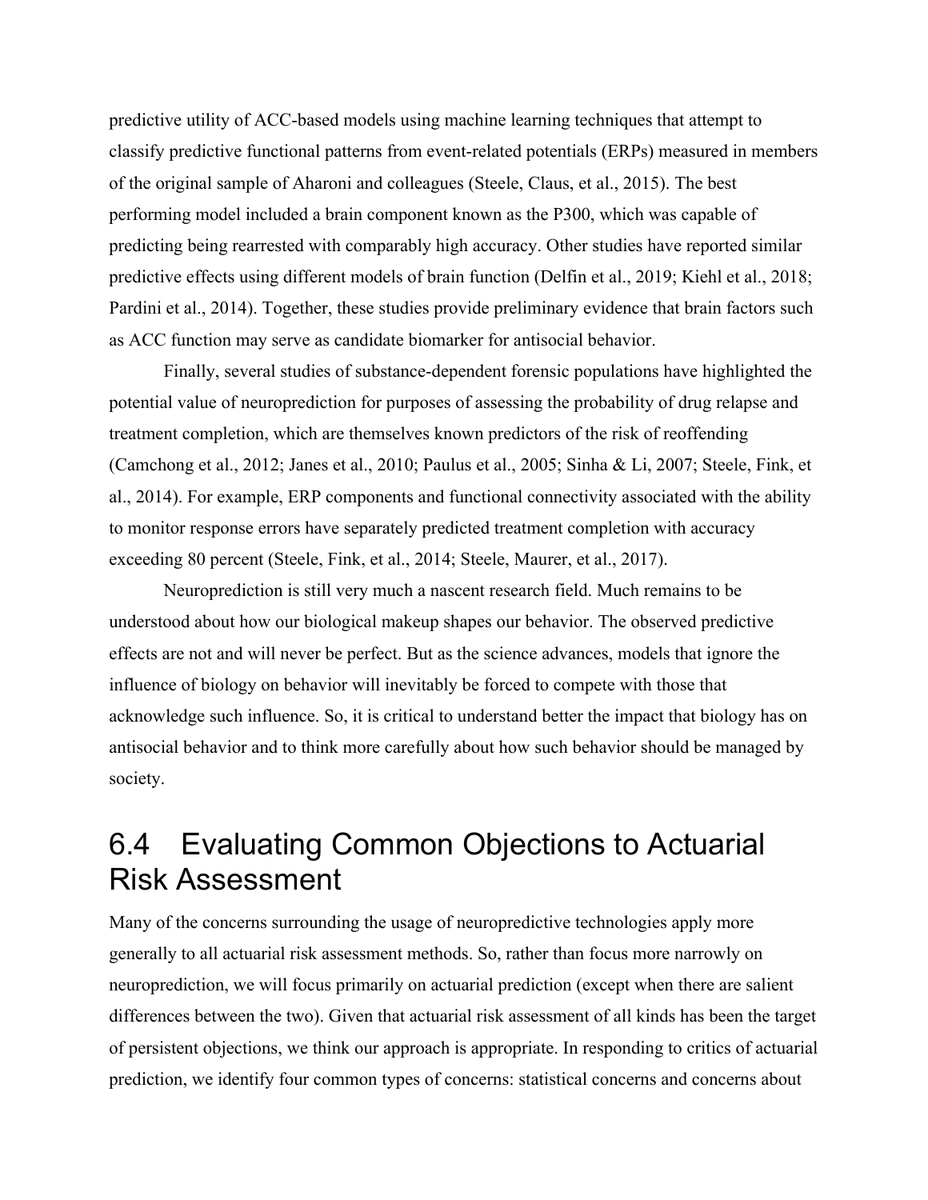predictive utility of ACC-based models using machine learning techniques that attempt to classify predictive functional patterns from event-related potentials (ERPs) measured in members of the original sample of Aharoni and colleagues (Steele, Claus, et al., 2015). The best performing model included a brain component known as the P300, which was capable of predicting being rearrested with comparably high accuracy. Other studies have reported similar predictive effects using different models of brain function (Delfin et al., 2019; Kiehl et al., 2018; Pardini et al., 2014). Together, these studies provide preliminary evidence that brain factors such as ACC function may serve as candidate biomarker for antisocial behavior.

Finally, several studies of substance-dependent forensic populations have highlighted the potential value of neuroprediction for purposes of assessing the probability of drug relapse and treatment completion, which are themselves known predictors of the risk of reoffending (Camchong et al., 2012; Janes et al., 2010; Paulus et al., 2005; Sinha & Li, 2007; Steele, Fink, et al., 2014). For example, ERP components and functional connectivity associated with the ability to monitor response errors have separately predicted treatment completion with accuracy exceeding 80 percent (Steele, Fink, et al., 2014; Steele, Maurer, et al., 2017).

Neuroprediction is still very much a nascent research field. Much remains to be understood about how our biological makeup shapes our behavior. The observed predictive effects are not and will never be perfect. But as the science advances, models that ignore the influence of biology on behavior will inevitably be forced to compete with those that acknowledge such influence. So, it is critical to understand better the impact that biology has on antisocial behavior and to think more carefully about how such behavior should be managed by society.

## 6.4 Evaluating Common Objections to Actuarial Risk Assessment

Many of the concerns surrounding the usage of neuropredictive technologies apply more generally to all actuarial risk assessment methods. So, rather than focus more narrowly on neuroprediction, we will focus primarily on actuarial prediction (except when there are salient differences between the two). Given that actuarial risk assessment of all kinds has been the target of persistent objections, we think our approach is appropriate. In responding to critics of actuarial prediction, we identify four common types of concerns: statistical concerns and concerns about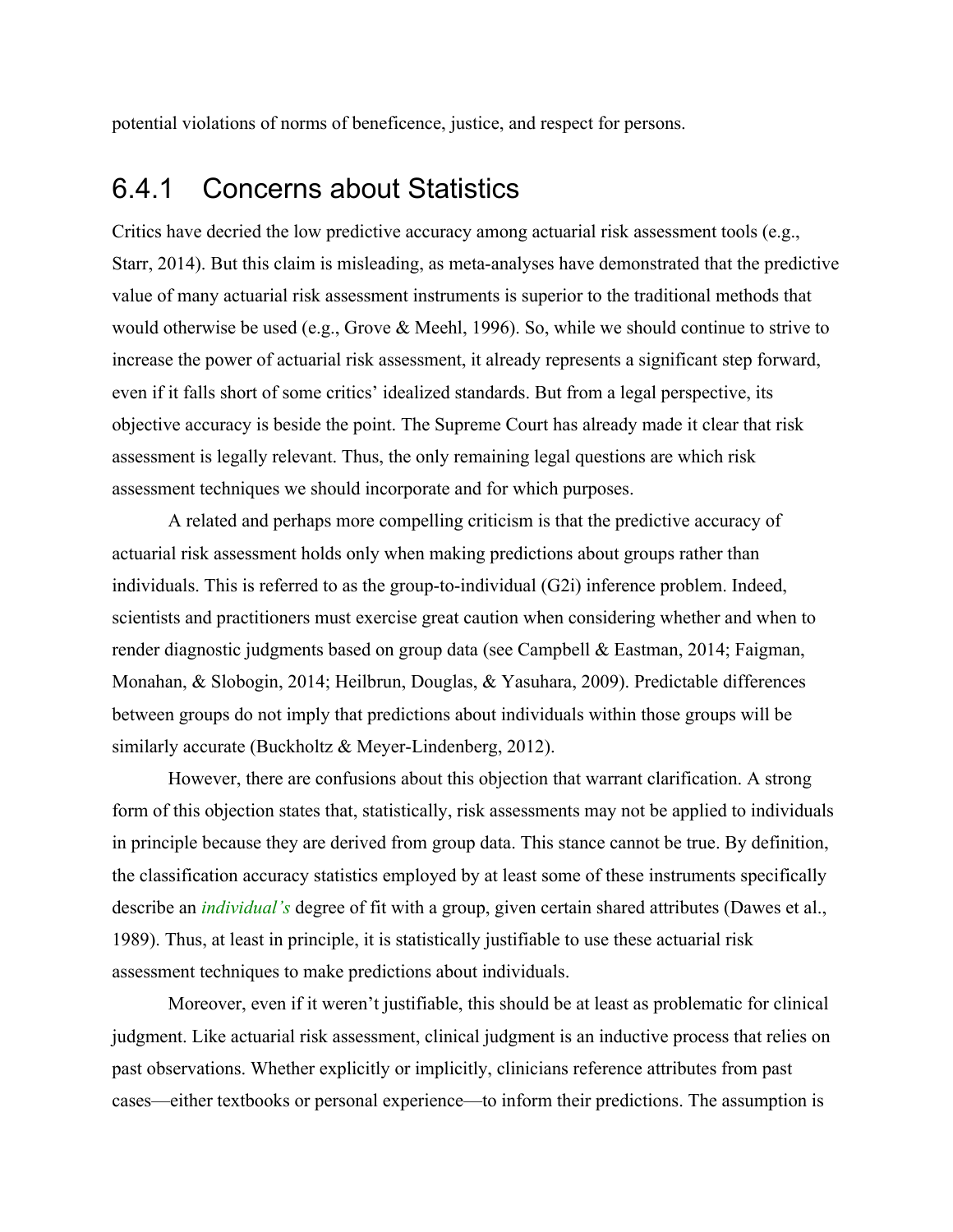potential violations of norms of beneficence, justice, and respect for persons.

### 6.4.1 Concerns about Statistics

Critics have decried the low predictive accuracy among actuarial risk assessment tools (e.g., Starr, 2014). But this claim is misleading, as meta-analyses have demonstrated that the predictive value of many actuarial risk assessment instruments is superior to the traditional methods that would otherwise be used (e.g., Grove & Meehl, 1996). So, while we should continue to strive to increase the power of actuarial risk assessment, it already represents a significant step forward, even if it falls short of some critics' idealized standards. But from a legal perspective, its objective accuracy is beside the point. The Supreme Court has already made it clear that risk assessment is legally relevant. Thus, the only remaining legal questions are which risk assessment techniques we should incorporate and for which purposes.

A related and perhaps more compelling criticism is that the predictive accuracy of actuarial risk assessment holds only when making predictions about groups rather than individuals. This is referred to as the group-to-individual (G2i) inference problem. Indeed, scientists and practitioners must exercise great caution when considering whether and when to render diagnostic judgments based on group data (see Campbell & Eastman, 2014; Faigman, Monahan, & Slobogin, 2014; Heilbrun, Douglas, & Yasuhara, 2009). Predictable differences between groups do not imply that predictions about individuals within those groups will be similarly accurate (Buckholtz & Meyer-Lindenberg, 2012).

However, there are confusions about this objection that warrant clarification. A strong form of this objection states that, statistically, risk assessments may not be applied to individuals in principle because they are derived from group data. This stance cannot be true. By definition, the classification accuracy statistics employed by at least some of these instruments specifically describe an *individual's* degree of fit with a group, given certain shared attributes (Dawes et al., 1989). Thus, at least in principle, it is statistically justifiable to use these actuarial risk assessment techniques to make predictions about individuals.

Moreover, even if it weren't justifiable, this should be at least as problematic for clinical judgment. Like actuarial risk assessment, clinical judgment is an inductive process that relies on past observations. Whether explicitly or implicitly, clinicians reference attributes from past cases—either textbooks or personal experience—to inform their predictions. The assumption is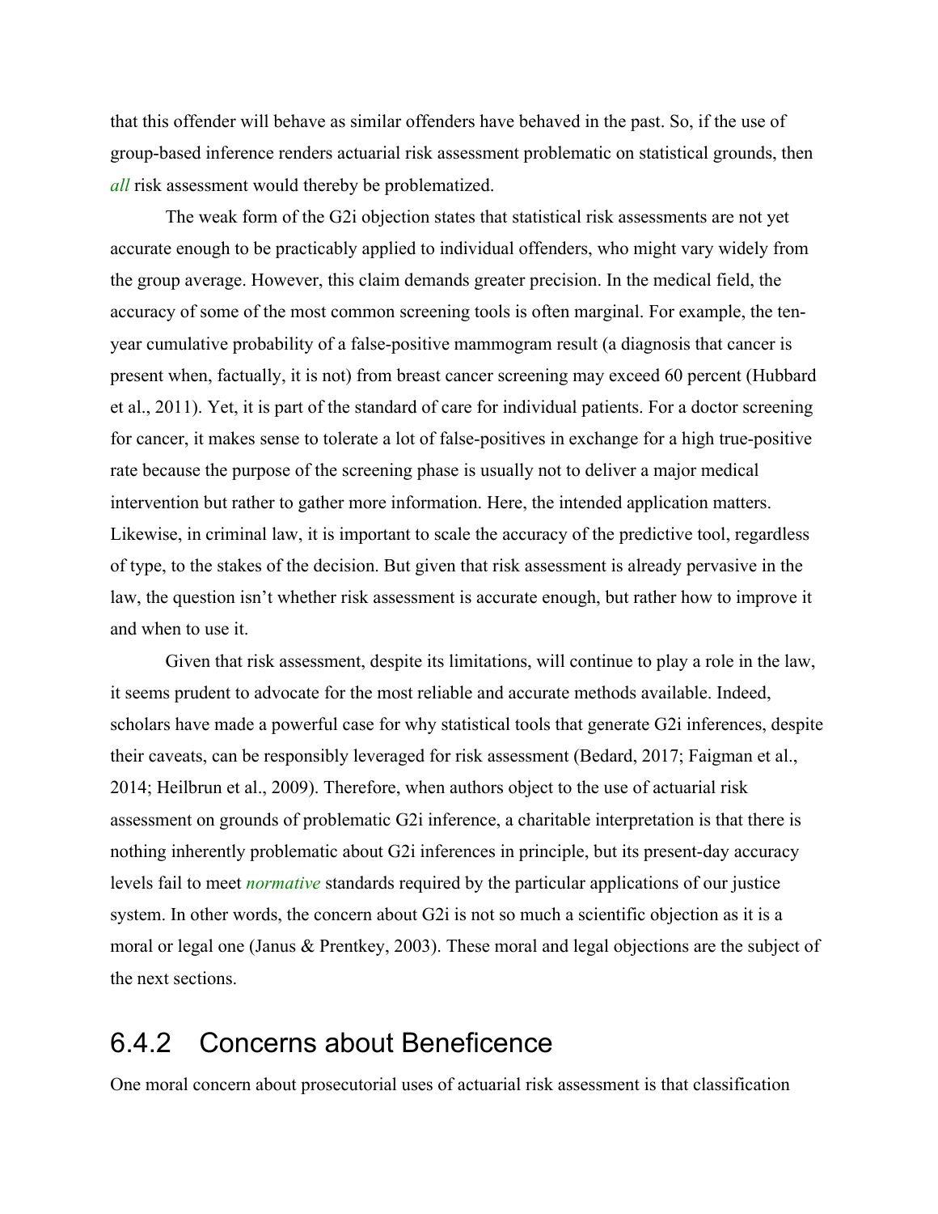that this offender will behave as similar offenders have behaved in the past. So, if the use of group-based inference renders actuarial risk assessment problematic on statistical grounds, then *all* risk assessment would thereby be problematized.

The weak form of the G2i objection states that statistical risk assessments are not yet accurate enough to be practicably applied to individual offenders, who might vary widely from the group average. However, this claim demands greater precision. In the medical field, the accuracy of some of the most common screening tools is often marginal. For example, the ten-year cumulative probability of a false-positive mammogram result (a diagnosis that cancer is present when, factually, it is not) from breast cancer screening may exceed 60 percent (Hubbard et al., 2011). Yet, it is part of the standard of care for individual patients. For a doctor screening for cancer, it makes sense to tolerate a lot of false-positives in exchange for a high true-positive rate because the purpose of the screening phase is usually not to deliver a major medical intervention but rather to gather more information. Here, the intended application matters. Likewise, in criminal law, it is important to scale the accuracy of the predictive tool, regardless of type, to the stakes of the decision. But given that risk assessment is already pervasive in the law, the question isn't whether risk assessment is accurate enough, but rather how to improve it and when to use it.

Given that risk assessment, despite its limitations, will continue to play a role in the law, it seems prudent to advocate for the most reliable and accurate methods available. Indeed, scholars have made a powerful case for why statistical tools that generate G2i inferences, despite their caveats, can be responsibly leveraged for risk assessment (Bedard, 2017; Faigman et al., 2014; Heilbrun et al., 2009). Therefore, when authors object to the use of actuarial risk assessment on grounds of problematic G2i inference, a charitable interpretation is that there is nothing inherently problematic about G2i inferences in principle, but its present-day accuracy levels fail to meet *normative* standards required by the particular applications of our justice system. In other words, the concern about G2i is not so much a scientific objection as it is a moral or legal one (Janus & Prentkey, 2003). These moral and legal objections are the subject of the next sections.

### 6.4.2 Concerns about Beneficence

One moral concern about prosecutorial uses of actuarial risk assessment is that classification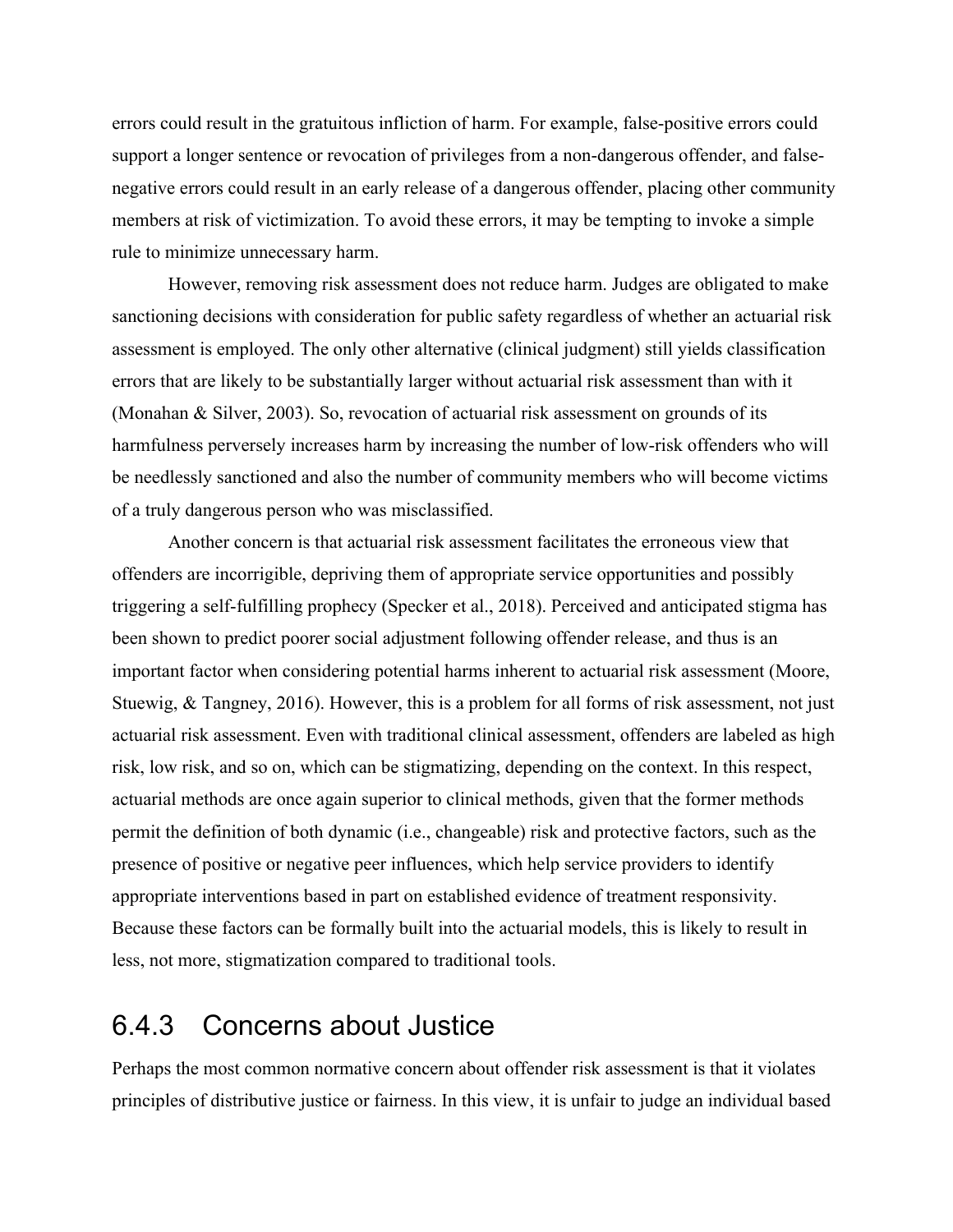errors could result in the gratuitous infliction of harm. For example, false-positive errors could support a longer sentence or revocation of privileges from a non-dangerous offender, and false-negative errors could result in an early release of a dangerous offender, placing other community members at risk of victimization. To avoid these errors, it may be tempting to invoke a simple rule to minimize unnecessary harm.

However, removing risk assessment does not reduce harm. Judges are obligated to make sanctioning decisions with consideration for public safety regardless of whether an actuarial risk assessment is employed. The only other alternative (clinical judgment) still yields classification errors that are likely to be substantially larger without actuarial risk assessment than with it (Monahan & Silver, 2003). So, revocation of actuarial risk assessment on grounds of its harmfulness perversely increases harm by increasing the number of low-risk offenders who will be needlessly sanctioned and also the number of community members who will become victims of a truly dangerous person who was misclassified.

Another concern is that actuarial risk assessment facilitates the erroneous view that offenders are incorrigible, depriving them of appropriate service opportunities and possibly triggering a self-fulfilling prophecy (Specker et al., 2018). Perceived and anticipated stigma has been shown to predict poorer social adjustment following offender release, and thus is an important factor when considering potential harms inherent to actuarial risk assessment (Moore, Stuewig, & Tangney, 2016). However, this is a problem for all forms of risk assessment, not just actuarial risk assessment. Even with traditional clinical assessment, offenders are labeled as high risk, low risk, and so on, which can be stigmatizing, depending on the context. In this respect, actuarial methods are once again superior to clinical methods, given that the former methods permit the definition of both dynamic (i.e., changeable) risk and protective factors, such as the presence of positive or negative peer influences, which help service providers to identify appropriate interventions based in part on established evidence of treatment responsivity. Because these factors can be formally built into the actuarial models, this is likely to result in less, not more, stigmatization compared to traditional tools.

### 6.4.3 Concerns about Justice

Perhaps the most common normative concern about offender risk assessment is that it violates principles of distributive justice or fairness. In this view, it is unfair to judge an individual based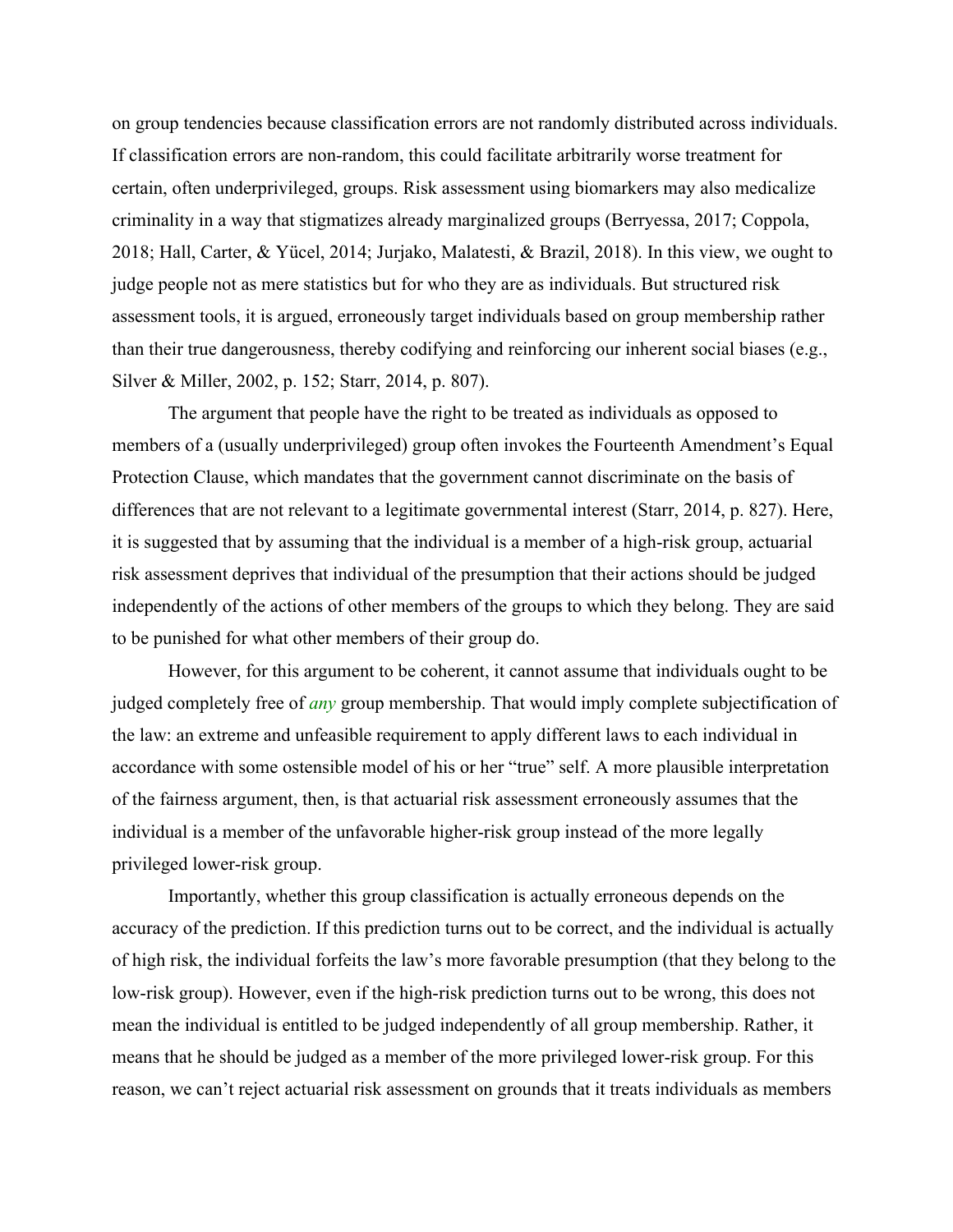on group tendencies because classification errors are not randomly distributed across individuals. If classification errors are non-random, this could facilitate arbitrarily worse treatment for certain, often underprivileged, groups. Risk assessment using biomarkers may also medicalize criminality in a way that stigmatizes already marginalized groups (Berryessa, 2017; Coppola, 2018; Hall, Carter, & Yücel, 2014; Jurjako, Malatesti, & Brazil, 2018). In this view, we ought to judge people not as mere statistics but for who they are as individuals. But structured risk assessment tools, it is argued, erroneously target individuals based on group membership rather than their true dangerousness, thereby codifying and reinforcing our inherent social biases (e.g., Silver & Miller, 2002, p. 152; Starr, 2014, p. 807).

The argument that people have the right to be treated as individuals as opposed to members of a (usually underprivileged) group often invokes the Fourteenth Amendment's Equal Protection Clause, which mandates that the government cannot discriminate on the basis of differences that are not relevant to a legitimate governmental interest (Starr, 2014, p. 827). Here, it is suggested that by assuming that the individual is a member of a high-risk group, actuarial risk assessment deprives that individual of the presumption that their actions should be judged independently of the actions of other members of the groups to which they belong. They are said to be punished for what other members of their group do.

However, for this argument to be coherent, it cannot assume that individuals ought to be judged completely free of *any* group membership. That would imply complete subjectification of the law: an extreme and unfeasible requirement to apply different laws to each individual in accordance with some ostensible model of his or her "true" self. A more plausible interpretation of the fairness argument, then, is that actuarial risk assessment erroneously assumes that the individual is a member of the unfavorable higher-risk group instead of the more legally privileged lower-risk group.

Importantly, whether this group classification is actually erroneous depends on the accuracy of the prediction. If this prediction turns out to be correct, and the individual is actually of high risk, the individual forfeits the law's more favorable presumption (that they belong to the low-risk group). However, even if the high-risk prediction turns out to be wrong, this does not mean the individual is entitled to be judged independently of all group membership. Rather, it means that he should be judged as a member of the more privileged lower-risk group. For this reason, we can't reject actuarial risk assessment on grounds that it treats individuals as members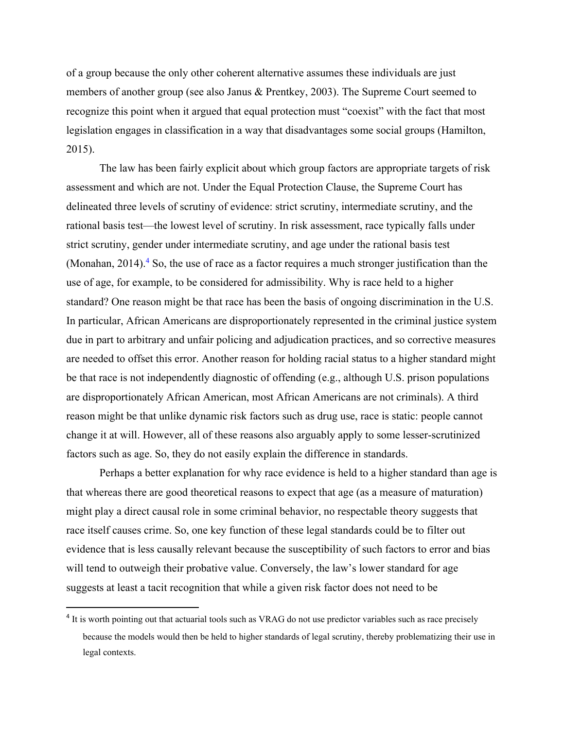of a group because the only other coherent alternative assumes these individuals are just members of another group (see also Janus & Prentkey, 2003). The Supreme Court seemed to recognize this point when it argued that equal protection must "coexist" with the fact that most legislation engages in classification in a way that disadvantages some social groups (Hamilton, 2015).

The law has been fairly explicit about which group factors are appropriate targets of risk assessment and which are not. Under the Equal Protection Clause, the Supreme Court has delineated three levels of scrutiny of evidence: strict scrutiny, intermediate scrutiny, and the rational basis test—the lowest level of scrutiny. In risk assessment, race typically falls under strict scrutiny, gender under intermediate scrutiny, and age under the rational basis test (Monahan, 2014).[4] So, the use of race as a factor requires a much stronger justification than the use of age, for example, to be considered for admissibility. Why is race held to a higher standard? One reason might be that race has been the basis of ongoing discrimination in the U.S. In particular, African Americans are disproportionately represented in the criminal justice system due in part to arbitrary and unfair policing and adjudication practices, and so corrective measures are needed to offset this error. Another reason for holding racial status to a higher standard might be that race is not independently diagnostic of offending (e.g., although U.S. prison populations are disproportionately African American, most African Americans are not criminals). A third reason might be that unlike dynamic risk factors such as drug use, race is static: people cannot change it at will. However, all of these reasons also arguably apply to some lesser-scrutinized factors such as age. So, they do not easily explain the difference in standards.

Perhaps a better explanation for why race evidence is held to a higher standard than age is that whereas there are good theoretical reasons to expect that age (as a measure of maturation) might play a direct causal role in some criminal behavior, no respectable theory suggests that race itself causes crime. So, one key function of these legal standards could be to filter out evidence that is less causally relevant because the susceptibility of such factors to error and bias will tend to outweigh their probative value. Conversely, the law's lower standard for age suggests at least a tacit recognition that while a given risk factor does not need to be

[4] It is worth pointing out that actuarial tools such as VRAG do not use predictor variables such as race precisely because the models would then be held to higher standards of legal scrutiny, thereby problematizing their use in legal contexts.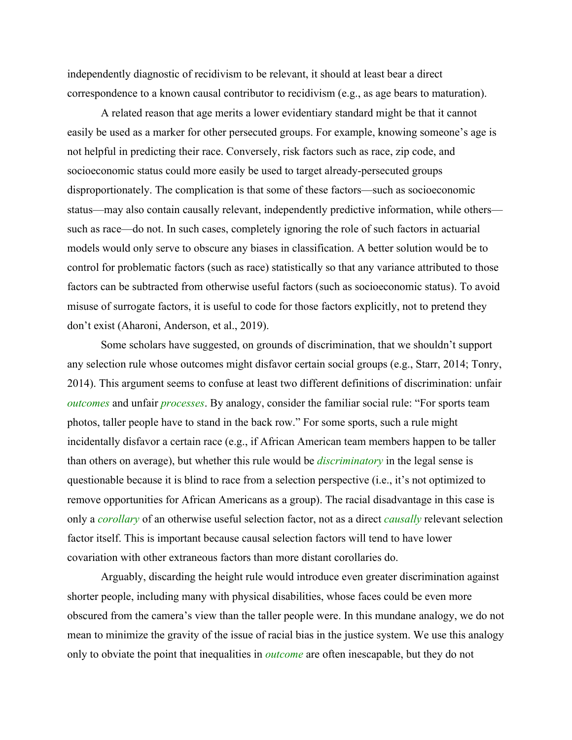independently diagnostic of recidivism to be relevant, it should at least bear a direct correspondence to a known causal contributor to recidivism (e.g., as age bears to maturation).

A related reason that age merits a lower evidentiary standard might be that it cannot easily be used as a marker for other persecuted groups. For example, knowing someone's age is not helpful in predicting their race. Conversely, risk factors such as race, zip code, and socioeconomic status could more easily be used to target already-persecuted groups disproportionately. The complication is that some of these factors—such as socioeconomic status—may also contain causally relevant, independently predictive information, while others—such as race—do not. In such cases, completely ignoring the role of such factors in actuarial models would only serve to obscure any biases in classification. A better solution would be to control for problematic factors (such as race) statistically so that any variance attributed to those factors can be subtracted from otherwise useful factors (such as socioeconomic status). To avoid misuse of surrogate factors, it is useful to code for those factors explicitly, not to pretend they don't exist (Aharoni, Anderson, et al., 2019).

Some scholars have suggested, on grounds of discrimination, that we shouldn't support any selection rule whose outcomes might disfavor certain social groups (e.g., Starr, 2014; Tonry, 2014). This argument seems to confuse at least two different definitions of discrimination: unfair *outcomes* and unfair *processes*. By analogy, consider the familiar social rule: "For sports team photos, taller people have to stand in the back row." For some sports, such a rule might incidentally disfavor a certain race (e.g., if African American team members happen to be taller than others on average), but whether this rule would be *discriminatory* in the legal sense is questionable because it is blind to race from a selection perspective (i.e., it's not optimized to remove opportunities for African Americans as a group). The racial disadvantage in this case is only a *corollary* of an otherwise useful selection factor, not as a direct *causally* relevant selection factor itself. This is important because causal selection factors will tend to have lower covariation with other extraneous factors than more distant corollaries do.

Arguably, discarding the height rule would introduce even greater discrimination against shorter people, including many with physical disabilities, whose faces could be even more obscured from the camera's view than the taller people were. In this mundane analogy, we do not mean to minimize the gravity of the issue of racial bias in the justice system. We use this analogy only to obviate the point that inequalities in *outcome* are often inescapable, but they do not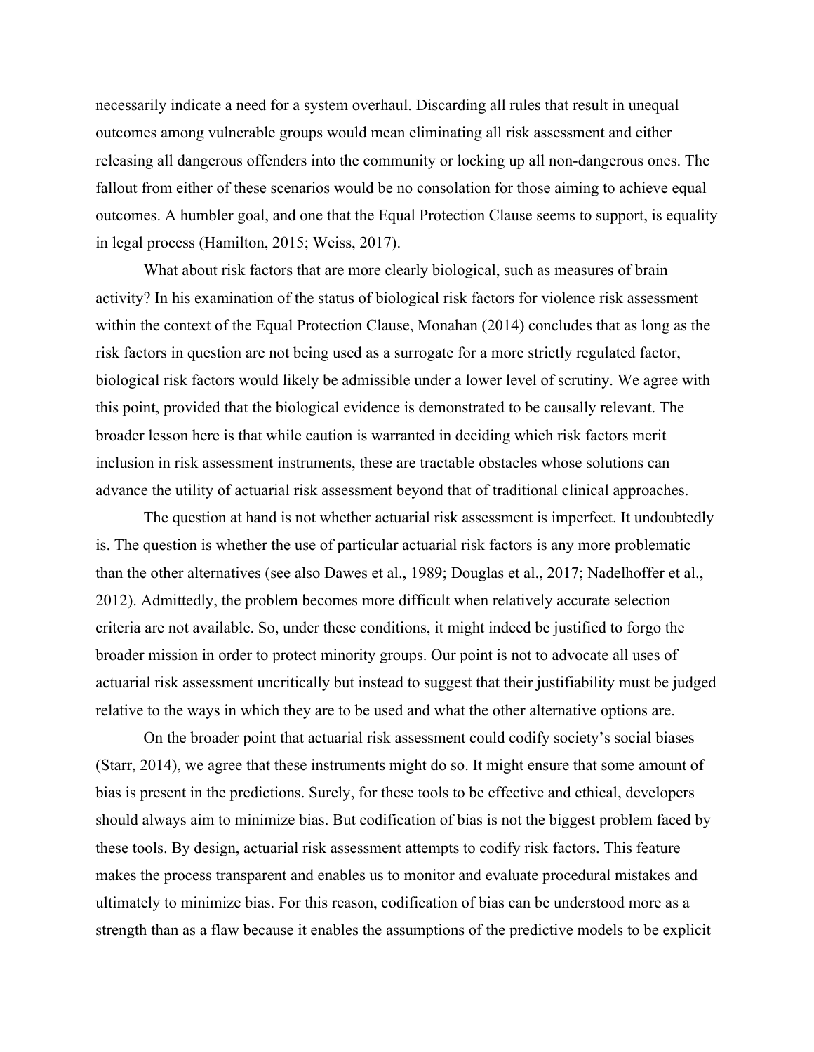necessarily indicate a need for a system overhaul. Discarding all rules that result in unequal outcomes among vulnerable groups would mean eliminating all risk assessment and either releasing all dangerous offenders into the community or locking up all non-dangerous ones. The fallout from either of these scenarios would be no consolation for those aiming to achieve equal outcomes. A humbler goal, and one that the Equal Protection Clause seems to support, is equality in legal process (Hamilton, 2015; Weiss, 2017).

What about risk factors that are more clearly biological, such as measures of brain activity? In his examination of the status of biological risk factors for violence risk assessment within the context of the Equal Protection Clause, Monahan (2014) concludes that as long as the risk factors in question are not being used as a surrogate for a more strictly regulated factor, biological risk factors would likely be admissible under a lower level of scrutiny. We agree with this point, provided that the biological evidence is demonstrated to be causally relevant. The broader lesson here is that while caution is warranted in deciding which risk factors merit inclusion in risk assessment instruments, these are tractable obstacles whose solutions can advance the utility of actuarial risk assessment beyond that of traditional clinical approaches.

The question at hand is not whether actuarial risk assessment is imperfect. It undoubtedly is. The question is whether the use of particular actuarial risk factors is any more problematic than the other alternatives (see also Dawes et al., 1989; Douglas et al., 2017; Nadelhoffer et al., 2012). Admittedly, the problem becomes more difficult when relatively accurate selection criteria are not available. So, under these conditions, it might indeed be justified to forgo the broader mission in order to protect minority groups. Our point is not to advocate all uses of actuarial risk assessment uncritically but instead to suggest that their justifiability must be judged relative to the ways in which they are to be used and what the other alternative options are.

On the broader point that actuarial risk assessment could codify society's social biases (Starr, 2014), we agree that these instruments might do so. It might ensure that some amount of bias is present in the predictions. Surely, for these tools to be effective and ethical, developers should always aim to minimize bias. But codification of bias is not the biggest problem faced by these tools. By design, actuarial risk assessment attempts to codify risk factors. This feature makes the process transparent and enables us to monitor and evaluate procedural mistakes and ultimately to minimize bias. For this reason, codification of bias can be understood more as a strength than as a flaw because it enables the assumptions of the predictive models to be explicit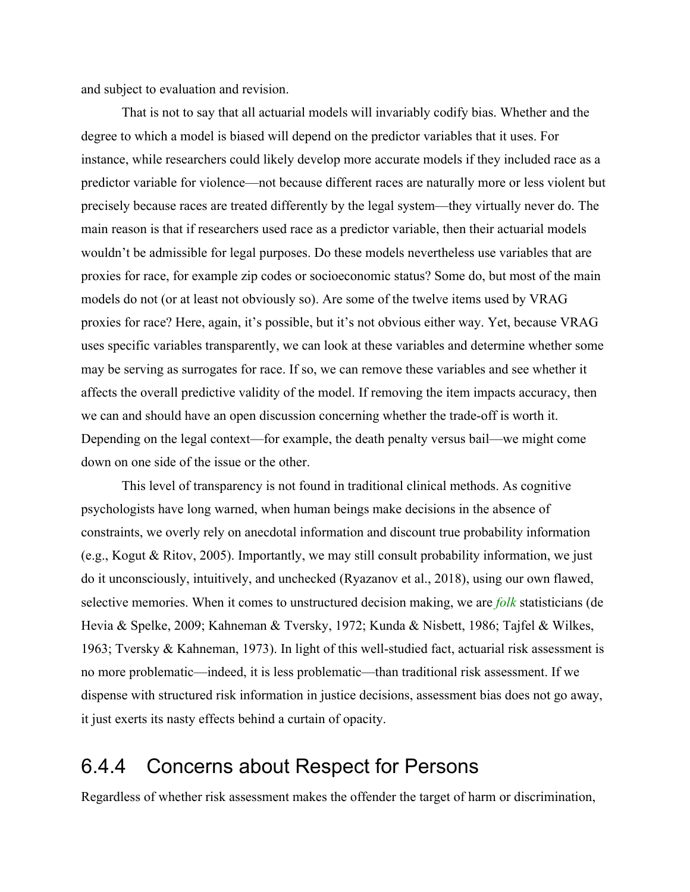and subject to evaluation and revision.

That is not to say that all actuarial models will invariably codify bias. Whether and the degree to which a model is biased will depend on the predictor variables that it uses. For instance, while researchers could likely develop more accurate models if they included race as a predictor variable for violence—not because different races are naturally more or less violent but precisely because races are treated differently by the legal system—they virtually never do. The main reason is that if researchers used race as a predictor variable, then their actuarial models wouldn't be admissible for legal purposes. Do these models nevertheless use variables that are proxies for race, for example zip codes or socioeconomic status? Some do, but most of the main models do not (or at least not obviously so). Are some of the twelve items used by VRAG proxies for race? Here, again, it's possible, but it's not obvious either way. Yet, because VRAG uses specific variables transparently, we can look at these variables and determine whether some may be serving as surrogates for race. If so, we can remove these variables and see whether it affects the overall predictive validity of the model. If removing the item impacts accuracy, then we can and should have an open discussion concerning whether the trade-off is worth it. Depending on the legal context—for example, the death penalty versus bail—we might come down on one side of the issue or the other.

This level of transparency is not found in traditional clinical methods. As cognitive psychologists have long warned, when human beings make decisions in the absence of constraints, we overly rely on anecdotal information and discount true probability information (e.g., Kogut & Ritov, 2005). Importantly, we may still consult probability information, we just do it unconsciously, intuitively, and unchecked (Ryazanov et al., 2018), using our own flawed, selective memories. When it comes to unstructured decision making, we are *folk* statisticians (de Hevia & Spelke, 2009; Kahneman & Tversky, 1972; Kunda & Nisbett, 1986; Tajfel & Wilkes, 1963; Tversky & Kahneman, 1973). In light of this well-studied fact, actuarial risk assessment is no more problematic—indeed, it is less problematic—than traditional risk assessment. If we dispense with structured risk information in justice decisions, assessment bias does not go away, it just exerts its nasty effects behind a curtain of opacity.

## 6.4.4 Concerns about Respect for Persons

Regardless of whether risk assessment makes the offender the target of harm or discrimination,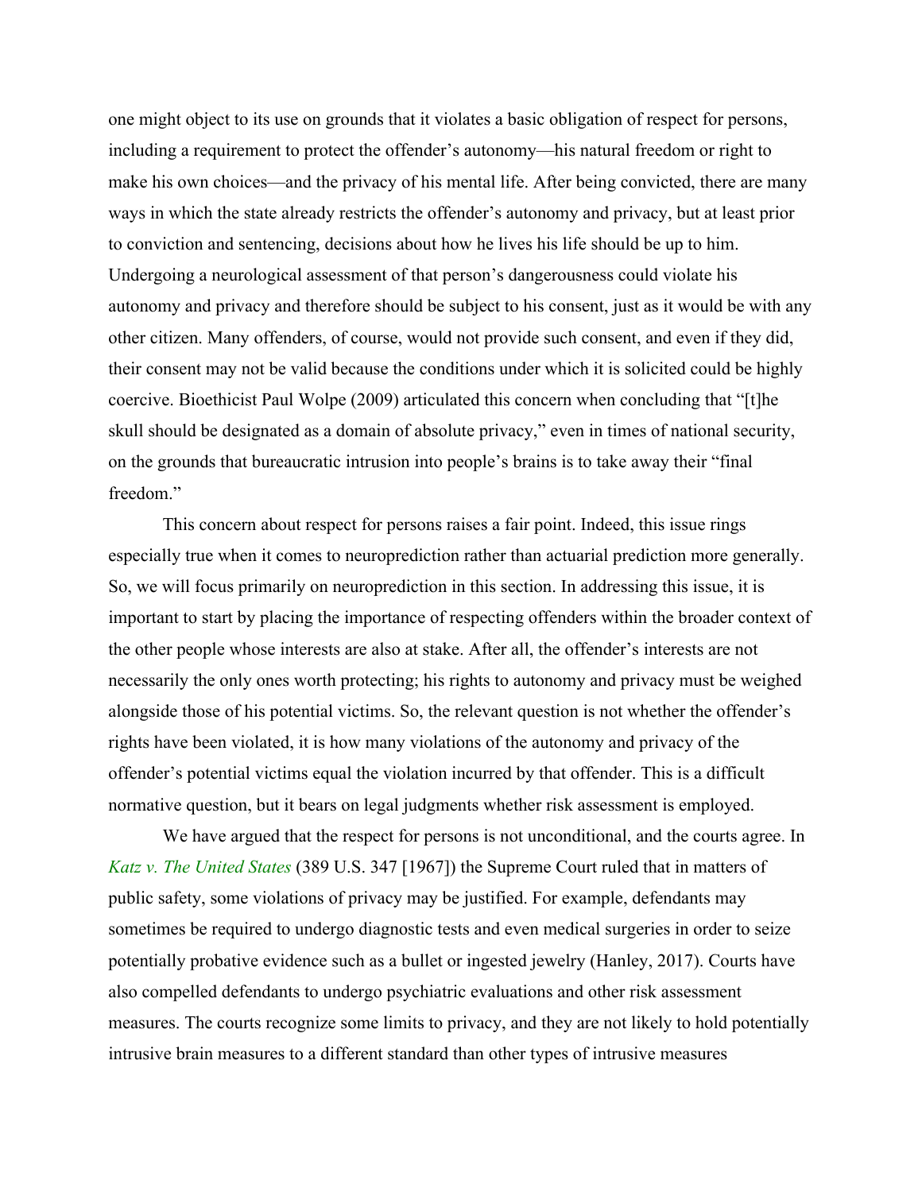one might object to its use on grounds that it violates a basic obligation of respect for persons, including a requirement to protect the offender's autonomy—his natural freedom or right to make his own choices—and the privacy of his mental life. After being convicted, there are many ways in which the state already restricts the offender's autonomy and privacy, but at least prior to conviction and sentencing, decisions about how he lives his life should be up to him. Undergoing a neurological assessment of that person's dangerousness could violate his autonomy and privacy and therefore should be subject to his consent, just as it would be with any other citizen. Many offenders, of course, would not provide such consent, and even if they did, their consent may not be valid because the conditions under which it is solicited could be highly coercive. Bioethicist Paul Wolpe (2009) articulated this concern when concluding that "[t]he skull should be designated as a domain of absolute privacy," even in times of national security, on the grounds that bureaucratic intrusion into people's brains is to take away their "final freedom."

This concern about respect for persons raises a fair point. Indeed, this issue rings especially true when it comes to neuroprediction rather than actuarial prediction more generally. So, we will focus primarily on neuroprediction in this section. In addressing this issue, it is important to start by placing the importance of respecting offenders within the broader context of the other people whose interests are also at stake. After all, the offender's interests are not necessarily the only ones worth protecting; his rights to autonomy and privacy must be weighed alongside those of his potential victims. So, the relevant question is not whether the offender's rights have been violated, it is how many violations of the autonomy and privacy of the offender's potential victims equal the violation incurred by that offender. This is a difficult normative question, but it bears on legal judgments whether risk assessment is employed.

We have argued that the respect for persons is not unconditional, and the courts agree. In *Katz v. The United States* (389 U.S. 347 [1967]) the Supreme Court ruled that in matters of public safety, some violations of privacy may be justified. For example, defendants may sometimes be required to undergo diagnostic tests and even medical surgeries in order to seize potentially probative evidence such as a bullet or ingested jewelry (Hanley, 2017). Courts have also compelled defendants to undergo psychiatric evaluations and other risk assessment measures. The courts recognize some limits to privacy, and they are not likely to hold potentially intrusive brain measures to a different standard than other types of intrusive measures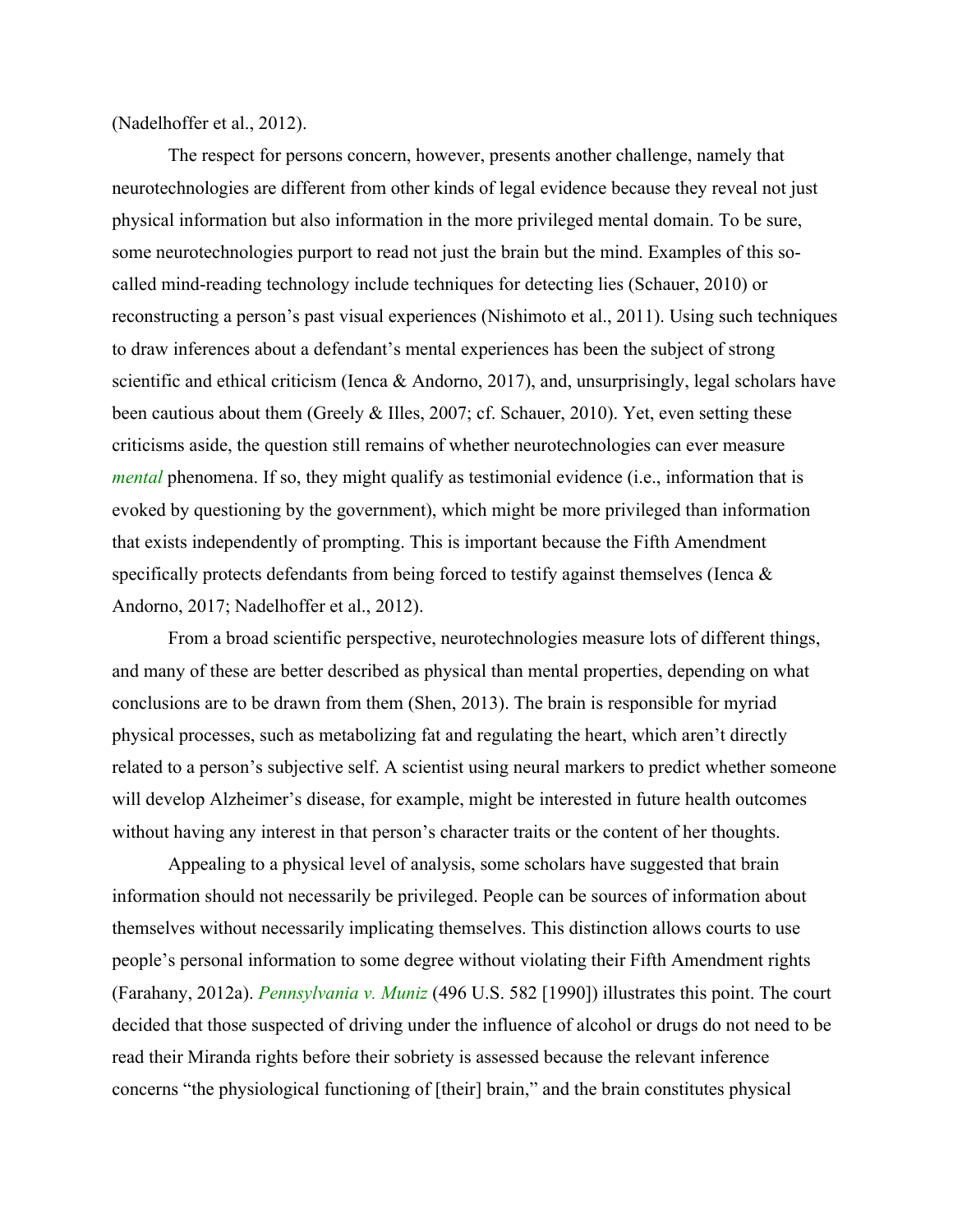(Nadelhoffer et al., 2012).

The respect for persons concern, however, presents another challenge, namely that neurotechnologies are different from other kinds of legal evidence because they reveal not just physical information but also information in the more privileged mental domain. To be sure, some neurotechnologies purport to read not just the brain but the mind. Examples of this so-called mind-reading technology include techniques for detecting lies (Schauer, 2010) or reconstructing a person's past visual experiences (Nishimoto et al., 2011). Using such techniques to draw inferences about a defendant's mental experiences has been the subject of strong scientific and ethical criticism (Ienca & Andorno, 2017), and, unsurprisingly, legal scholars have been cautious about them (Greely & Illes, 2007; cf. Schauer, 2010). Yet, even setting these criticisms aside, the question still remains of whether neurotechnologies can ever measure *mental* phenomena. If so, they might qualify as testimonial evidence (i.e., information that is evoked by questioning by the government), which might be more privileged than information that exists independently of prompting. This is important because the Fifth Amendment specifically protects defendants from being forced to testify against themselves (Ienca & Andorno, 2017; Nadelhoffer et al., 2012).

From a broad scientific perspective, neurotechnologies measure lots of different things, and many of these are better described as physical than mental properties, depending on what conclusions are to be drawn from them (Shen, 2013). The brain is responsible for myriad physical processes, such as metabolizing fat and regulating the heart, which aren't directly related to a person's subjective self. A scientist using neural markers to predict whether someone will develop Alzheimer's disease, for example, might be interested in future health outcomes without having any interest in that person's character traits or the content of her thoughts.

Appealing to a physical level of analysis, some scholars have suggested that brain information should not necessarily be privileged. People can be sources of information about themselves without necessarily implicating themselves. This distinction allows courts to use people's personal information to some degree without violating their Fifth Amendment rights (Farahany, 2012a). *Pennsylvania v. Muniz* (496 U.S. 582 [1990]) illustrates this point. The court decided that those suspected of driving under the influence of alcohol or drugs do not need to be read their Miranda rights before their sobriety is assessed because the relevant inference concerns "the physiological functioning of [their] brain," and the brain constitutes physical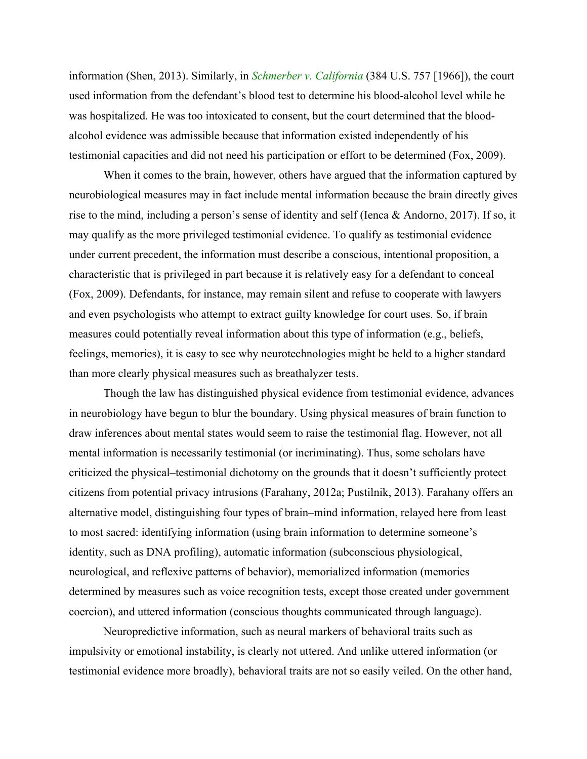information (Shen, 2013). Similarly, in *Schmerber v. California* (384 U.S. 757 [1966]), the court used information from the defendant's blood test to determine his blood-alcohol level while he was hospitalized. He was too intoxicated to consent, but the court determined that the blood-alcohol evidence was admissible because that information existed independently of his testimonial capacities and did not need his participation or effort to be determined (Fox, 2009).

When it comes to the brain, however, others have argued that the information captured by neurobiological measures may in fact include mental information because the brain directly gives rise to the mind, including a person's sense of identity and self (Ienca & Andorno, 2017). If so, it may qualify as the more privileged testimonial evidence. To qualify as testimonial evidence under current precedent, the information must describe a conscious, intentional proposition, a characteristic that is privileged in part because it is relatively easy for a defendant to conceal (Fox, 2009). Defendants, for instance, may remain silent and refuse to cooperate with lawyers and even psychologists who attempt to extract guilty knowledge for court uses. So, if brain measures could potentially reveal information about this type of information (e.g., beliefs, feelings, memories), it is easy to see why neurotechnologies might be held to a higher standard than more clearly physical measures such as breathalyzer tests.

Though the law has distinguished physical evidence from testimonial evidence, advances in neurobiology have begun to blur the boundary. Using physical measures of brain function to draw inferences about mental states would seem to raise the testimonial flag. However, not all mental information is necessarily testimonial (or incriminating). Thus, some scholars have criticized the physical–testimonial dichotomy on the grounds that it doesn't sufficiently protect citizens from potential privacy intrusions (Farahany, 2012a; Pustilnik, 2013). Farahany offers an alternative model, distinguishing four types of brain–mind information, relayed here from least to most sacred: identifying information (using brain information to determine someone's identity, such as DNA profiling), automatic information (subconscious physiological, neurological, and reflexive patterns of behavior), memorialized information (memories determined by measures such as voice recognition tests, except those created under government coercion), and uttered information (conscious thoughts communicated through language).

Neuropredictive information, such as neural markers of behavioral traits such as impulsivity or emotional instability, is clearly not uttered. And unlike uttered information (or testimonial evidence more broadly), behavioral traits are not so easily veiled. On the other hand,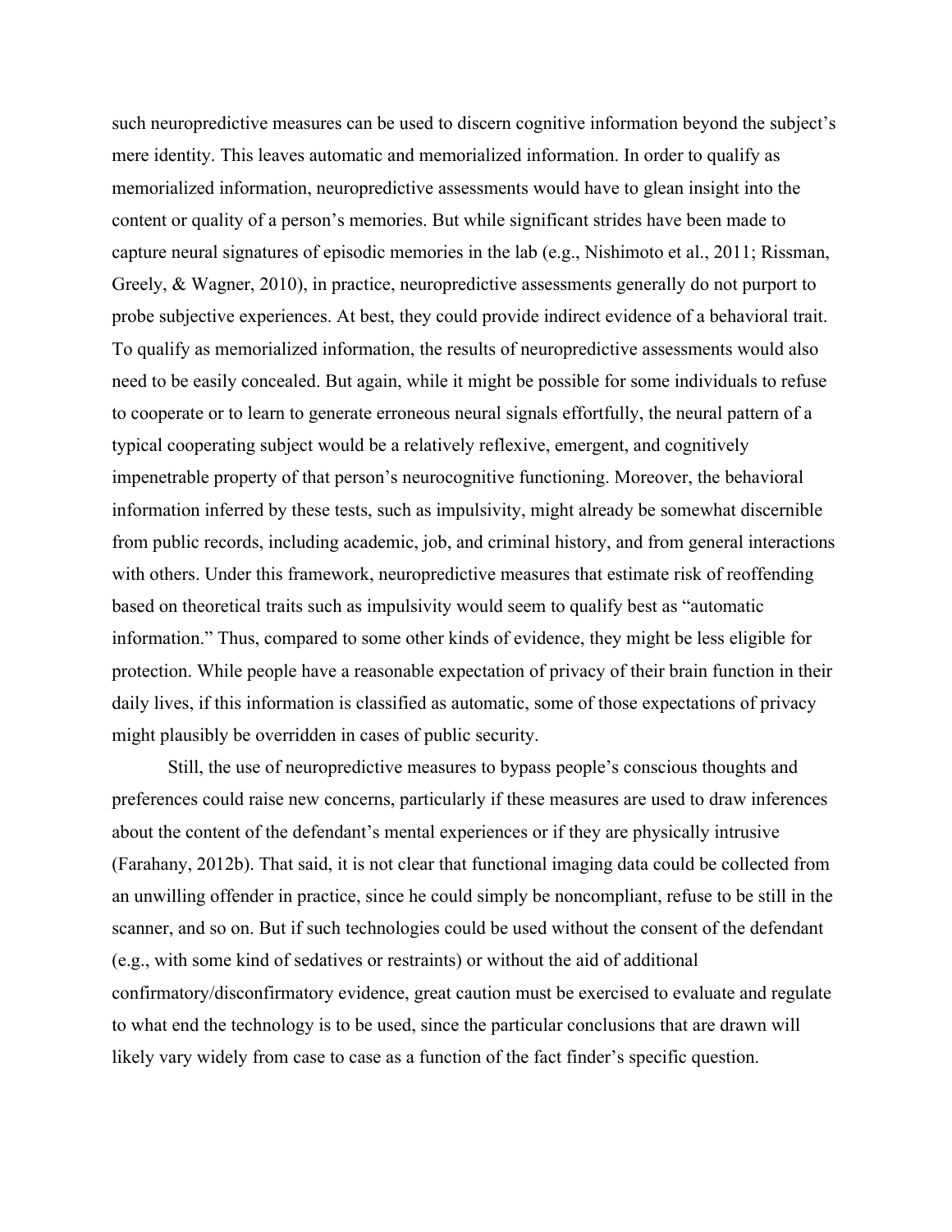such neuropredictive measures can be used to discern cognitive information beyond the subject's mere identity. This leaves automatic and memorialized information. In order to qualify as memorialized information, neuropredictive assessments would have to glean insight into the content or quality of a person's memories. But while significant strides have been made to capture neural signatures of episodic memories in the lab (e.g., Nishimoto et al., 2011; Rissman, Greely, & Wagner, 2010), in practice, neuropredictive assessments generally do not purport to probe subjective experiences. At best, they could provide indirect evidence of a behavioral trait. To qualify as memorialized information, the results of neuropredictive assessments would also need to be easily concealed. But again, while it might be possible for some individuals to refuse to cooperate or to learn to generate erroneous neural signals effortfully, the neural pattern of a typical cooperating subject would be a relatively reflexive, emergent, and cognitively impenetrable property of that person's neurocognitive functioning. Moreover, the behavioral information inferred by these tests, such as impulsivity, might already be somewhat discernible from public records, including academic, job, and criminal history, and from general interactions with others. Under this framework, neuropredictive measures that estimate risk of reoffending based on theoretical traits such as impulsivity would seem to qualify best as "automatic information." Thus, compared to some other kinds of evidence, they might be less eligible for protection. While people have a reasonable expectation of privacy of their brain function in their daily lives, if this information is classified as automatic, some of those expectations of privacy might plausibly be overridden in cases of public security.

Still, the use of neuropredictive measures to bypass people's conscious thoughts and preferences could raise new concerns, particularly if these measures are used to draw inferences about the content of the defendant's mental experiences or if they are physically intrusive (Farahany, 2012b). That said, it is not clear that functional imaging data could be collected from an unwilling offender in practice, since he could simply be noncompliant, refuse to be still in the scanner, and so on. But if such technologies could be used without the consent of the defendant (e.g., with some kind of sedatives or restraints) or without the aid of additional confirmatory/disconfirmatory evidence, great caution must be exercised to evaluate and regulate to what end the technology is to be used, since the particular conclusions that are drawn will likely vary widely from case to case as a function of the fact finder's specific question.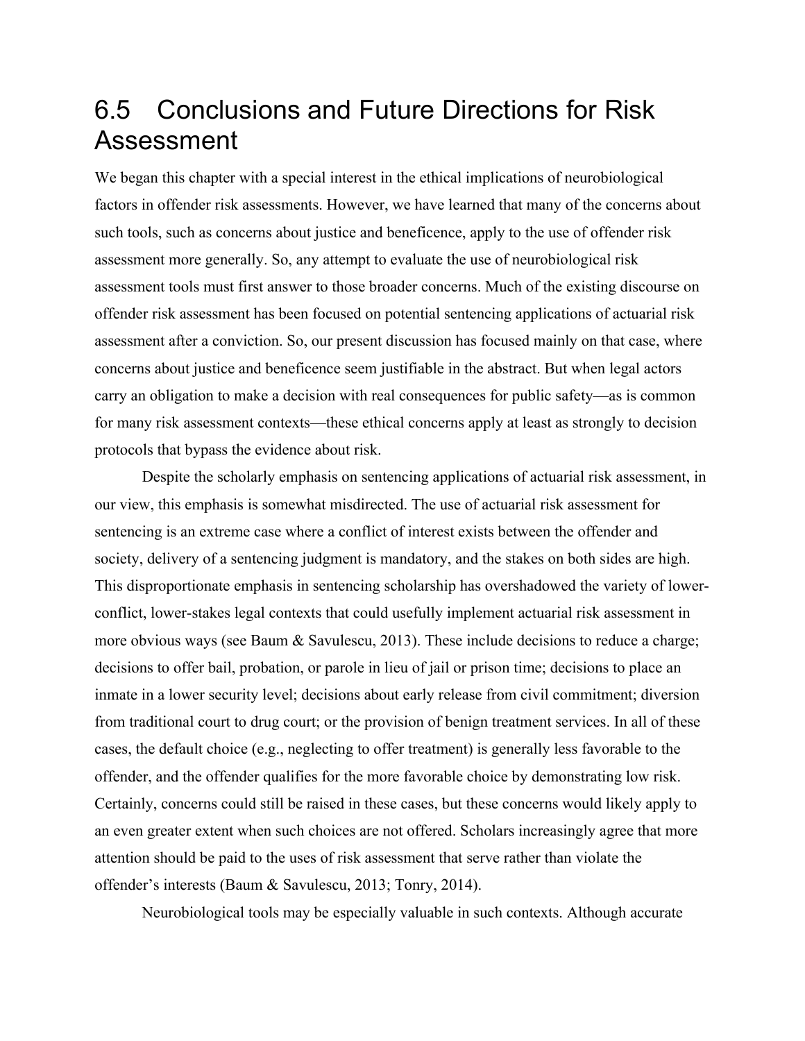## 6.5 Conclusions and Future Directions for Risk Assessment

We began this chapter with a special interest in the ethical implications of neurobiological factors in offender risk assessments. However, we have learned that many of the concerns about such tools, such as concerns about justice and beneficence, apply to the use of offender risk assessment more generally. So, any attempt to evaluate the use of neurobiological risk assessment tools must first answer to those broader concerns. Much of the existing discourse on offender risk assessment has been focused on potential sentencing applications of actuarial risk assessment after a conviction. So, our present discussion has focused mainly on that case, where concerns about justice and beneficence seem justifiable in the abstract. But when legal actors carry an obligation to make a decision with real consequences for public safety—as is common for many risk assessment contexts—these ethical concerns apply at least as strongly to decision protocols that bypass the evidence about risk.

Despite the scholarly emphasis on sentencing applications of actuarial risk assessment, in our view, this emphasis is somewhat misdirected. The use of actuarial risk assessment for sentencing is an extreme case where a conflict of interest exists between the offender and society, delivery of a sentencing judgment is mandatory, and the stakes on both sides are high. This disproportionate emphasis in sentencing scholarship has overshadowed the variety of lower-conflict, lower-stakes legal contexts that could usefully implement actuarial risk assessment in more obvious ways (see Baum & Savulescu, 2013). These include decisions to reduce a charge; decisions to offer bail, probation, or parole in lieu of jail or prison time; decisions to place an inmate in a lower security level; decisions about early release from civil commitment; diversion from traditional court to drug court; or the provision of benign treatment services. In all of these cases, the default choice (e.g., neglecting to offer treatment) is generally less favorable to the offender, and the offender qualifies for the more favorable choice by demonstrating low risk. Certainly, concerns could still be raised in these cases, but these concerns would likely apply to an even greater extent when such choices are not offered. Scholars increasingly agree that more attention should be paid to the uses of risk assessment that serve rather than violate the offender's interests (Baum & Savulescu, 2013; Tonry, 2014).

Neurobiological tools may be especially valuable in such contexts. Although accurate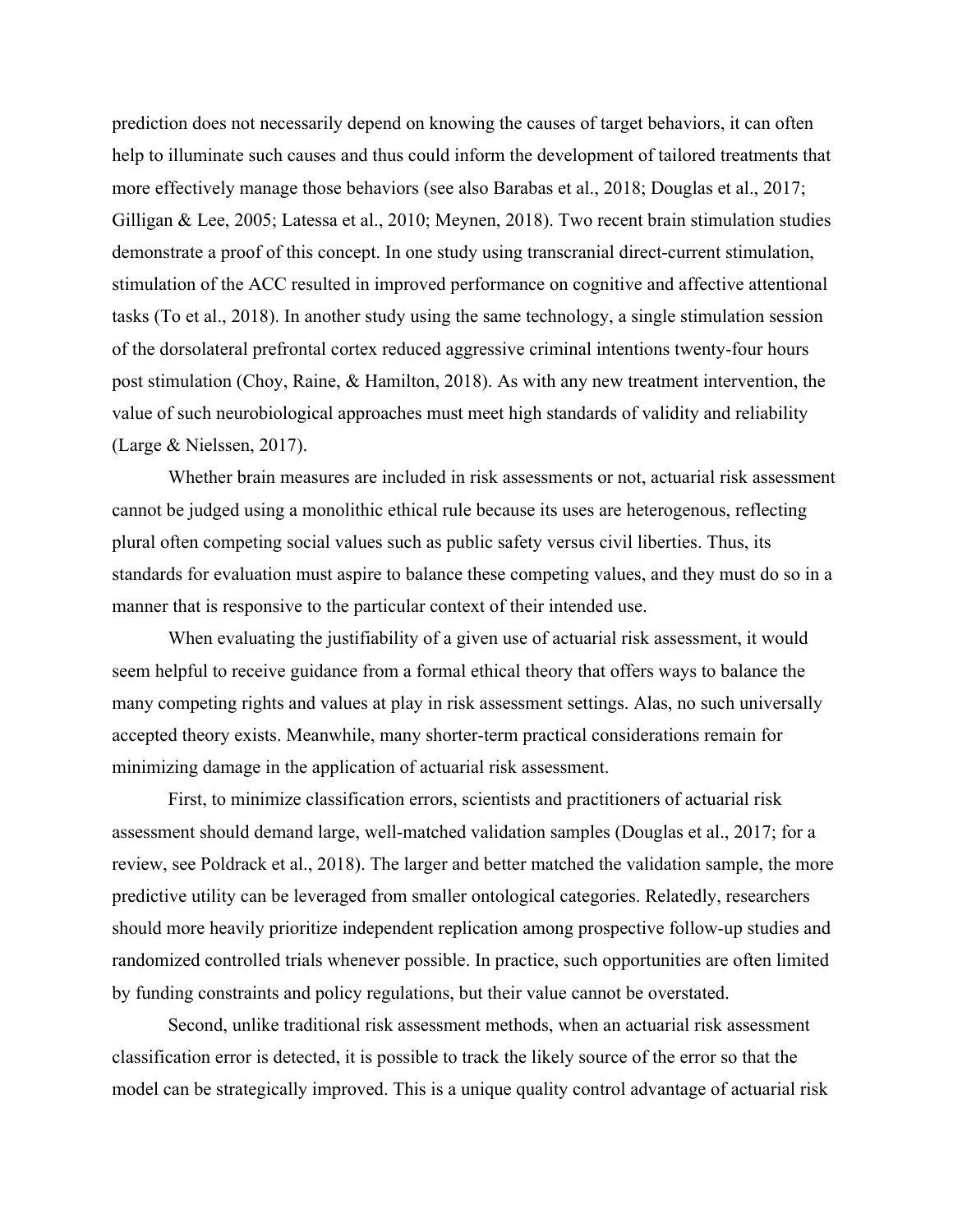prediction does not necessarily depend on knowing the causes of target behaviors, it can often help to illuminate such causes and thus could inform the development of tailored treatments that more effectively manage those behaviors (see also Barabas et al., 2018; Douglas et al., 2017; Gilligan & Lee, 2005; Latessa et al., 2010; Meynen, 2018). Two recent brain stimulation studies demonstrate a proof of this concept. In one study using transcranial direct-current stimulation, stimulation of the ACC resulted in improved performance on cognitive and affective attentional tasks (To et al., 2018). In another study using the same technology, a single stimulation session of the dorsolateral prefrontal cortex reduced aggressive criminal intentions twenty-four hours post stimulation (Choy, Raine, & Hamilton, 2018). As with any new treatment intervention, the value of such neurobiological approaches must meet high standards of validity and reliability (Large & Nielssen, 2017).

Whether brain measures are included in risk assessments or not, actuarial risk assessment cannot be judged using a monolithic ethical rule because its uses are heterogenous, reflecting plural often competing social values such as public safety versus civil liberties. Thus, its standards for evaluation must aspire to balance these competing values, and they must do so in a manner that is responsive to the particular context of their intended use.

When evaluating the justifiability of a given use of actuarial risk assessment, it would seem helpful to receive guidance from a formal ethical theory that offers ways to balance the many competing rights and values at play in risk assessment settings. Alas, no such universally accepted theory exists. Meanwhile, many shorter-term practical considerations remain for minimizing damage in the application of actuarial risk assessment.

First, to minimize classification errors, scientists and practitioners of actuarial risk assessment should demand large, well-matched validation samples (Douglas et al., 2017; for a review, see Poldrack et al., 2018). The larger and better matched the validation sample, the more predictive utility can be leveraged from smaller ontological categories. Relatedly, researchers should more heavily prioritize independent replication among prospective follow-up studies and randomized controlled trials whenever possible. In practice, such opportunities are often limited by funding constraints and policy regulations, but their value cannot be overstated.

Second, unlike traditional risk assessment methods, when an actuarial risk assessment classification error is detected, it is possible to track the likely source of the error so that the model can be strategically improved. This is a unique quality control advantage of actuarial risk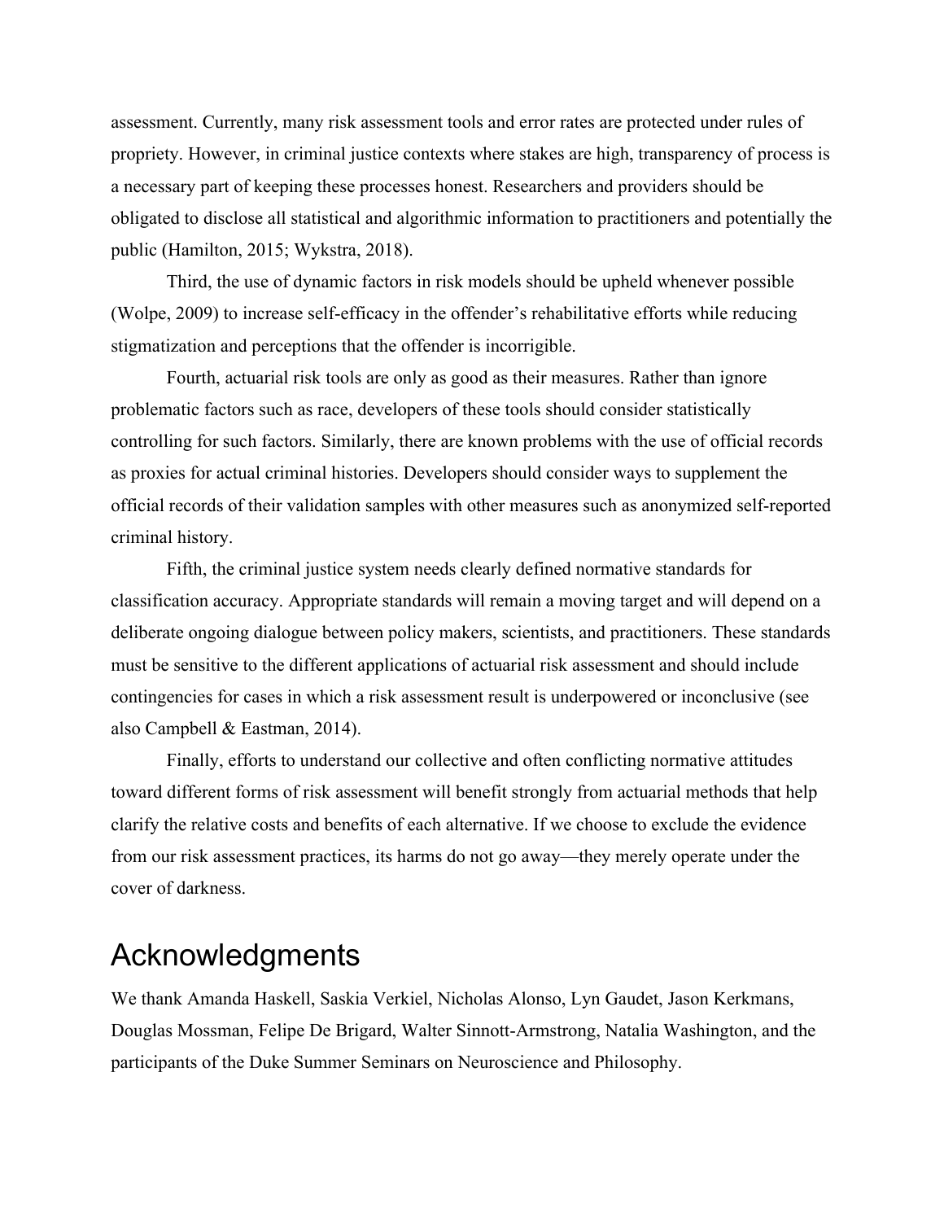assessment. Currently, many risk assessment tools and error rates are protected under rules of propriety. However, in criminal justice contexts where stakes are high, transparency of process is a necessary part of keeping these processes honest. Researchers and providers should be obligated to disclose all statistical and algorithmic information to practitioners and potentially the public (Hamilton, 2015; Wykstra, 2018).

Third, the use of dynamic factors in risk models should be upheld whenever possible (Wolpe, 2009) to increase self-efficacy in the offender's rehabilitative efforts while reducing stigmatization and perceptions that the offender is incorrigible.

Fourth, actuarial risk tools are only as good as their measures. Rather than ignore problematic factors such as race, developers of these tools should consider statistically controlling for such factors. Similarly, there are known problems with the use of official records as proxies for actual criminal histories. Developers should consider ways to supplement the official records of their validation samples with other measures such as anonymized self-reported criminal history.

Fifth, the criminal justice system needs clearly defined normative standards for classification accuracy. Appropriate standards will remain a moving target and will depend on a deliberate ongoing dialogue between policy makers, scientists, and practitioners. These standards must be sensitive to the different applications of actuarial risk assessment and should include contingencies for cases in which a risk assessment result is underpowered or inconclusive (see also Campbell & Eastman, 2014).

Finally, efforts to understand our collective and often conflicting normative attitudes toward different forms of risk assessment will benefit strongly from actuarial methods that help clarify the relative costs and benefits of each alternative. If we choose to exclude the evidence from our risk assessment practices, its harms do not go away—they merely operate under the cover of darkness.

# Acknowledgments

We thank Amanda Haskell, Saskia Verkiel, Nicholas Alonso, Lyn Gaudet, Jason Kerkmans, Douglas Mossman, Felipe De Brigard, Walter Sinnott-Armstrong, Natalia Washington, and the participants of the Duke Summer Seminars on Neuroscience and Philosophy.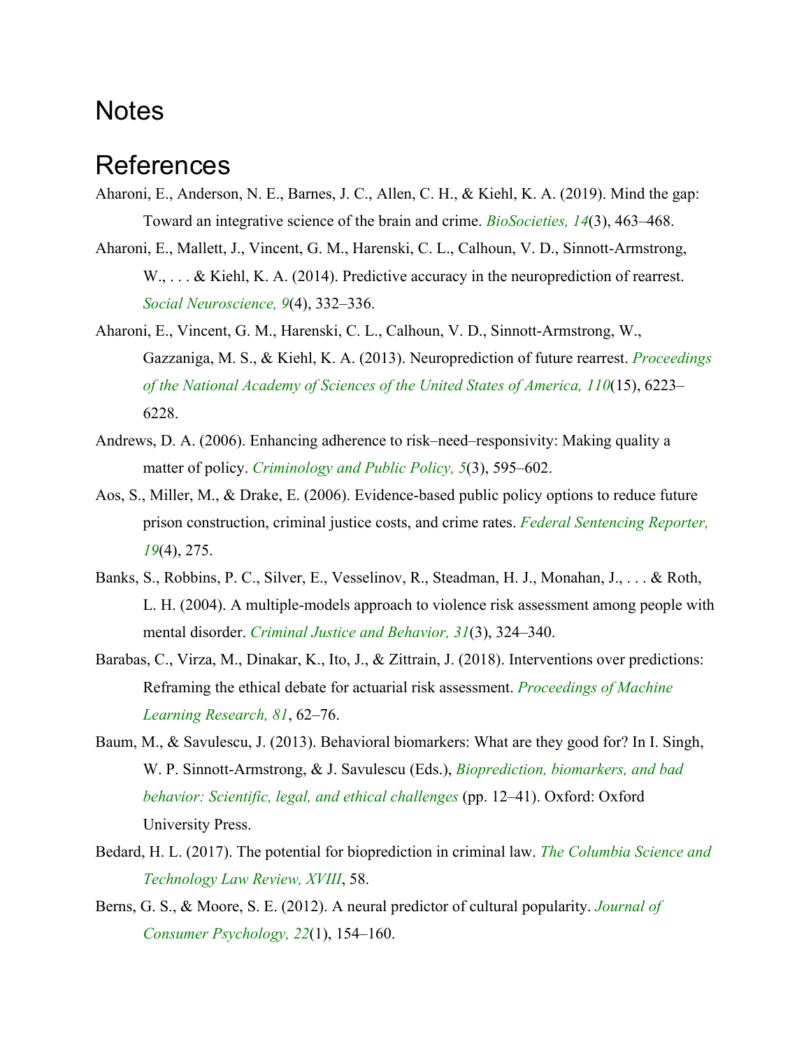# Notes

# References

Aharoni, E., Anderson, N. E., Barnes, J. C., Allen, C. H., & Kiehl, K. A. (2019). Mind the gap: Toward an integrative science of the brain and crime. *BioSocieties, 14*(3), 463–468.

Aharoni, E., Mallett, J., Vincent, G. M., Harenski, C. L., Calhoun, V. D., Sinnott-Armstrong, W., . . . & Kiehl, K. A. (2014). Predictive accuracy in the neuroprediction of rearrest. *Social Neuroscience, 9*(4), 332–336.

Aharoni, E., Vincent, G. M., Harenski, C. L., Calhoun, V. D., Sinnott-Armstrong, W., Gazzaniga, M. S., & Kiehl, K. A. (2013). Neuroprediction of future rearrest. *Proceedings of the National Academy of Sciences of the United States of America, 110*(15), 6223–6228.

Andrews, D. A. (2006). Enhancing adherence to risk–need–responsivity: Making quality a matter of policy. *Criminology and Public Policy, 5*(3), 595–602.

Aos, S., Miller, M., & Drake, E. (2006). Evidence-based public policy options to reduce future prison construction, criminal justice costs, and crime rates. *Federal Sentencing Reporter, 19*(4), 275.

Banks, S., Robbins, P. C., Silver, E., Vesselinov, R., Steadman, H. J., Monahan, J., . . . & Roth, L. H. (2004). A multiple-models approach to violence risk assessment among people with mental disorder. *Criminal Justice and Behavior, 31*(3), 324–340.

Barabas, C., Virza, M., Dinakar, K., Ito, J., & Zittrain, J. (2018). Interventions over predictions: Reframing the ethical debate for actuarial risk assessment. *Proceedings of Machine Learning Research, 81*, 62–76.

Baum, M., & Savulescu, J. (2013). Behavioral biomarkers: What are they good for? In I. Singh, W. P. Sinnott-Armstrong, & J. Savulescu (Eds.), *Bioprediction, biomarkers, and bad behavior: Scientific, legal, and ethical challenges* (pp. 12–41). Oxford: Oxford University Press.

Bedard, H. L. (2017). The potential for bioprediction in criminal law. *The Columbia Science and Technology Law Review, XVIII*, 58.

Berns, G. S., & Moore, S. E. (2012). A neural predictor of cultural popularity. *Journal of Consumer Psychology, 22*(1), 154–160.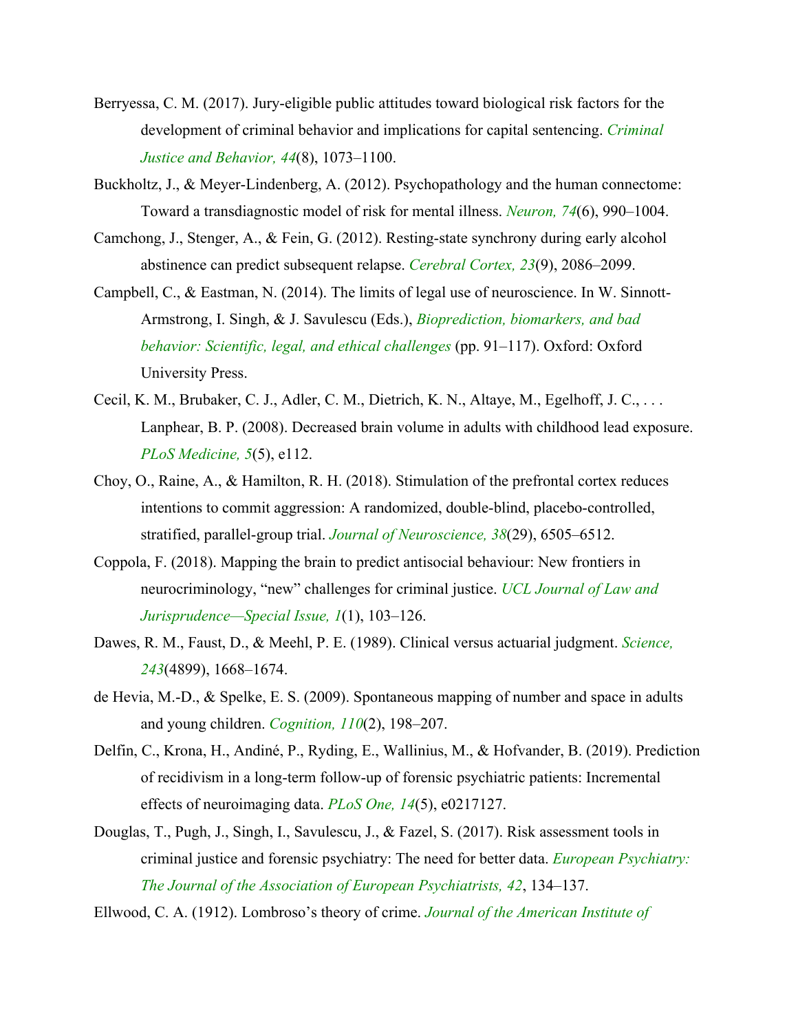Berryessa, C. M. (2017). Jury-eligible public attitudes toward biological risk factors for the development of criminal behavior and implications for capital sentencing. *Criminal Justice and Behavior, 44*(8), 1073–1100.

Buckholtz, J., & Meyer-Lindenberg, A. (2012). Psychopathology and the human connectome: Toward a transdiagnostic model of risk for mental illness. *Neuron, 74*(6), 990–1004.

Camchong, J., Stenger, A., & Fein, G. (2012). Resting-state synchrony during early alcohol abstinence can predict subsequent relapse. *Cerebral Cortex, 23*(9), 2086–2099.

Campbell, C., & Eastman, N. (2014). The limits of legal use of neuroscience. In W. Sinnott-Armstrong, I. Singh, & J. Savulescu (Eds.), *Bioprediction, biomarkers, and bad behavior: Scientific, legal, and ethical challenges* (pp. 91–117). Oxford: Oxford University Press.

Cecil, K. M., Brubaker, C. J., Adler, C. M., Dietrich, K. N., Altaye, M., Egelhoff, J. C., . . . Lanphear, B. P. (2008). Decreased brain volume in adults with childhood lead exposure. *PLoS Medicine, 5*(5), e112.

Choy, O., Raine, A., & Hamilton, R. H. (2018). Stimulation of the prefrontal cortex reduces intentions to commit aggression: A randomized, double-blind, placebo-controlled, stratified, parallel-group trial. *Journal of Neuroscience, 38*(29), 6505–6512.

Coppola, F. (2018). Mapping the brain to predict antisocial behaviour: New frontiers in neurocriminology, "new" challenges for criminal justice. *UCL Journal of Law and Jurisprudence—Special Issue, 1*(1), 103–126.

Dawes, R. M., Faust, D., & Meehl, P. E. (1989). Clinical versus actuarial judgment. *Science, 243*(4899), 1668–1674.

de Hevia, M.-D., & Spelke, E. S. (2009). Spontaneous mapping of number and space in adults and young children. *Cognition, 110*(2), 198–207.

Delfin, C., Krona, H., Andiné, P., Ryding, E., Wallinius, M., & Hofvander, B. (2019). Prediction of recidivism in a long-term follow-up of forensic psychiatric patients: Incremental effects of neuroimaging data. *PLoS One, 14*(5), e0217127.

Douglas, T., Pugh, J., Singh, I., Savulescu, J., & Fazel, S. (2017). Risk assessment tools in criminal justice and forensic psychiatry: The need for better data. *European Psychiatry: The Journal of the Association of European Psychiatrists, 42*, 134–137.

Ellwood, C. A. (1912). Lombroso's theory of crime. *Journal of the American Institute of*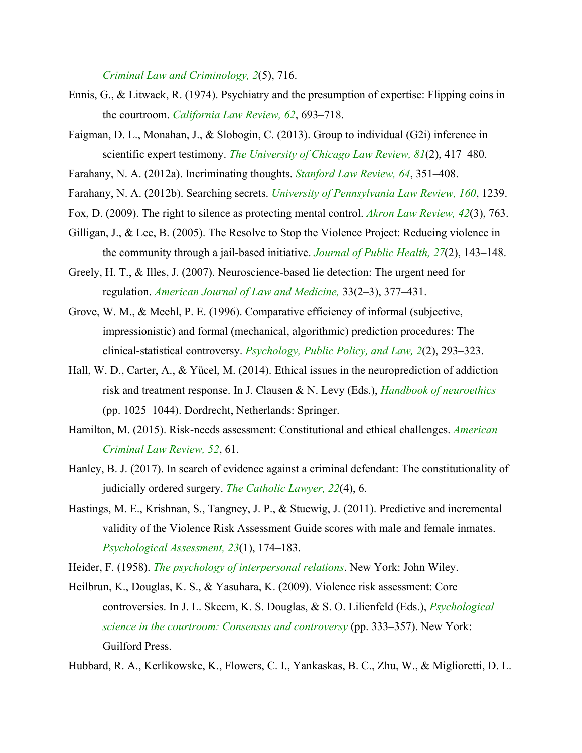*Criminal Law and Criminology, 2*(5), 716.

Ennis, G., & Litwack, R. (1974). Psychiatry and the presumption of expertise: Flipping coins in the courtroom. *California Law Review, 62*, 693–718.

Faigman, D. L., Monahan, J., & Slobogin, C. (2013). Group to individual (G2i) inference in scientific expert testimony. *The University of Chicago Law Review, 81*(2), 417–480.

Farahany, N. A. (2012a). Incriminating thoughts. *Stanford Law Review, 64*, 351–408.

Farahany, N. A. (2012b). Searching secrets. *University of Pennsylvania Law Review, 160*, 1239.

Fox, D. (2009). The right to silence as protecting mental control. *Akron Law Review, 42*(3), 763.

Gilligan, J., & Lee, B. (2005). The Resolve to Stop the Violence Project: Reducing violence in the community through a jail-based initiative. *Journal of Public Health, 27*(2), 143–148.

Greely, H. T., & Illes, J. (2007). Neuroscience-based lie detection: The urgent need for regulation. *American Journal of Law and Medicine,* 33(2–3), 377–431.

Grove, W. M., & Meehl, P. E. (1996). Comparative efficiency of informal (subjective, impressionistic) and formal (mechanical, algorithmic) prediction procedures: The clinical-statistical controversy. *Psychology, Public Policy, and Law, 2*(2), 293–323.

Hall, W. D., Carter, A., & Yücel, M. (2014). Ethical issues in the neuroprediction of addiction risk and treatment response. In J. Clausen & N. Levy (Eds.), *Handbook of neuroethics* (pp. 1025–1044). Dordrecht, Netherlands: Springer.

Hamilton, M. (2015). Risk-needs assessment: Constitutional and ethical challenges. *American Criminal Law Review, 52*, 61.

Hanley, B. J. (2017). In search of evidence against a criminal defendant: The constitutionality of judicially ordered surgery. *The Catholic Lawyer, 22*(4), 6.

Hastings, M. E., Krishnan, S., Tangney, J. P., & Stuewig, J. (2011). Predictive and incremental validity of the Violence Risk Assessment Guide scores with male and female inmates. *Psychological Assessment, 23*(1), 174–183.

Heider, F. (1958). *The psychology of interpersonal relations*. New York: John Wiley.

Heilbrun, K., Douglas, K. S., & Yasuhara, K. (2009). Violence risk assessment: Core controversies. In J. L. Skeem, K. S. Douglas, & S. O. Lilienfeld (Eds.), *Psychological science in the courtroom: Consensus and controversy* (pp. 333–357). New York: Guilford Press.

Hubbard, R. A., Kerlikowske, K., Flowers, C. I., Yankaskas, B. C., Zhu, W., & Miglioretti, D. L.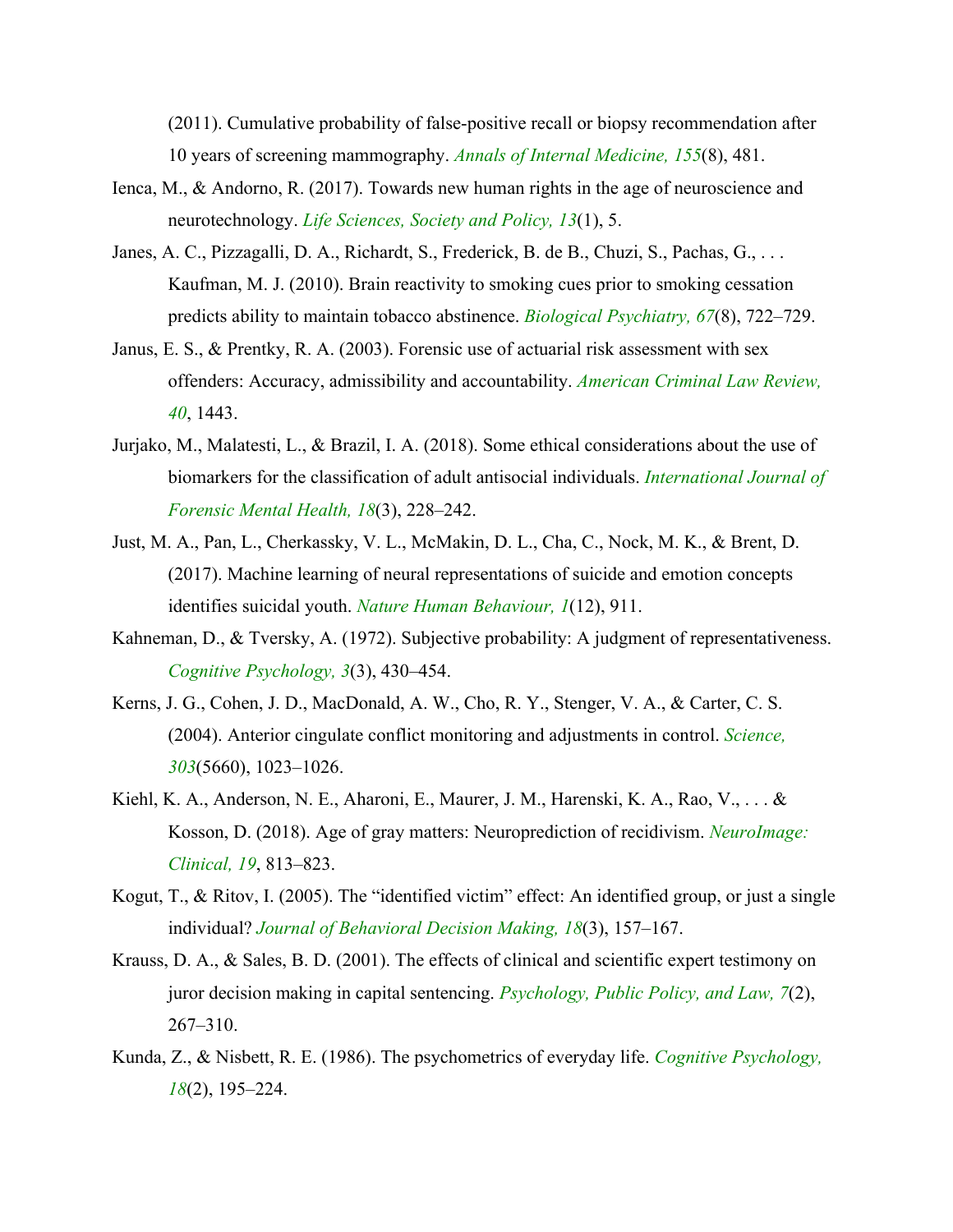(2011). Cumulative probability of false-positive recall or biopsy recommendation after 10 years of screening mammography. *Annals of Internal Medicine, 155*(8), 481.

Ienca, M., & Andorno, R. (2017). Towards new human rights in the age of neuroscience and neurotechnology. *Life Sciences, Society and Policy, 13*(1), 5.

Janes, A. C., Pizzagalli, D. A., Richardt, S., Frederick, B. de B., Chuzi, S., Pachas, G., . . . Kaufman, M. J. (2010). Brain reactivity to smoking cues prior to smoking cessation predicts ability to maintain tobacco abstinence. *Biological Psychiatry, 67*(8), 722–729.

Janus, E. S., & Prentky, R. A. (2003). Forensic use of actuarial risk assessment with sex offenders: Accuracy, admissibility and accountability. *American Criminal Law Review, 40*, 1443.

Jurjako, M., Malatesti, L., & Brazil, I. A. (2018). Some ethical considerations about the use of biomarkers for the classification of adult antisocial individuals. *International Journal of Forensic Mental Health, 18*(3), 228–242.

Just, M. A., Pan, L., Cherkassky, V. L., McMakin, D. L., Cha, C., Nock, M. K., & Brent, D. (2017). Machine learning of neural representations of suicide and emotion concepts identifies suicidal youth. *Nature Human Behaviour, 1*(12), 911.

Kahneman, D., & Tversky, A. (1972). Subjective probability: A judgment of representativeness. *Cognitive Psychology, 3*(3), 430–454.

Kerns, J. G., Cohen, J. D., MacDonald, A. W., Cho, R. Y., Stenger, V. A., & Carter, C. S. (2004). Anterior cingulate conflict monitoring and adjustments in control. *Science, 303*(5660), 1023–1026.

Kiehl, K. A., Anderson, N. E., Aharoni, E., Maurer, J. M., Harenski, K. A., Rao, V., . . . & Kosson, D. (2018). Age of gray matters: Neuroprediction of recidivism. *NeuroImage: Clinical, 19*, 813–823.

Kogut, T., & Ritov, I. (2005). The "identified victim" effect: An identified group, or just a single individual? *Journal of Behavioral Decision Making, 18*(3), 157–167.

Krauss, D. A., & Sales, B. D. (2001). The effects of clinical and scientific expert testimony on juror decision making in capital sentencing. *Psychology, Public Policy, and Law, 7*(2), 267–310.

Kunda, Z., & Nisbett, R. E. (1986). The psychometrics of everyday life. *Cognitive Psychology, 18*(2), 195–224.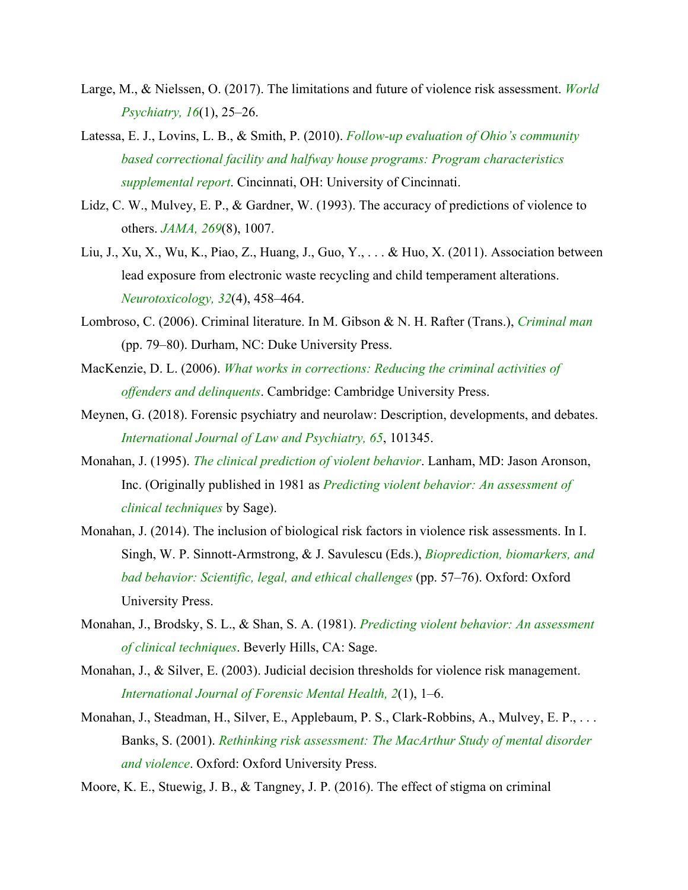Large, M., & Nielssen, O. (2017). The limitations and future of violence risk assessment. *World Psychiatry, 16*(1), 25–26.

Latessa, E. J., Lovins, L. B., & Smith, P. (2010). *Follow-up evaluation of Ohio's community based correctional facility and halfway house programs: Program characteristics supplemental report*. Cincinnati, OH: University of Cincinnati.

Lidz, C. W., Mulvey, E. P., & Gardner, W. (1993). The accuracy of predictions of violence to others. *JAMA, 269*(8), 1007.

Liu, J., Xu, X., Wu, K., Piao, Z., Huang, J., Guo, Y., . . . & Huo, X. (2011). Association between lead exposure from electronic waste recycling and child temperament alterations. *Neurotoxicology, 32*(4), 458–464.

Lombroso, C. (2006). Criminal literature. In M. Gibson & N. H. Rafter (Trans.), *Criminal man* (pp. 79–80). Durham, NC: Duke University Press.

MacKenzie, D. L. (2006). *What works in corrections: Reducing the criminal activities of offenders and delinquents*. Cambridge: Cambridge University Press.

Meynen, G. (2018). Forensic psychiatry and neurolaw: Description, developments, and debates. *International Journal of Law and Psychiatry, 65*, 101345.

Monahan, J. (1995). *The clinical prediction of violent behavior*. Lanham, MD: Jason Aronson, Inc. (Originally published in 1981 as *Predicting violent behavior: An assessment of clinical techniques* by Sage).

Monahan, J. (2014). The inclusion of biological risk factors in violence risk assessments. In I. Singh, W. P. Sinnott-Armstrong, & J. Savulescu (Eds.), *Bioprediction, biomarkers, and bad behavior: Scientific, legal, and ethical challenges* (pp. 57–76). Oxford: Oxford University Press.

Monahan, J., Brodsky, S. L., & Shan, S. A. (1981). *Predicting violent behavior: An assessment of clinical techniques*. Beverly Hills, CA: Sage.

Monahan, J., & Silver, E. (2003). Judicial decision thresholds for violence risk management. *International Journal of Forensic Mental Health, 2*(1), 1–6.

Monahan, J., Steadman, H., Silver, E., Applebaum, P. S., Clark-Robbins, A., Mulvey, E. P., . . . Banks, S. (2001). *Rethinking risk assessment: The MacArthur Study of mental disorder and violence*. Oxford: Oxford University Press.

Moore, K. E., Stuewig, J. B., & Tangney, J. P. (2016). The effect of stigma on criminal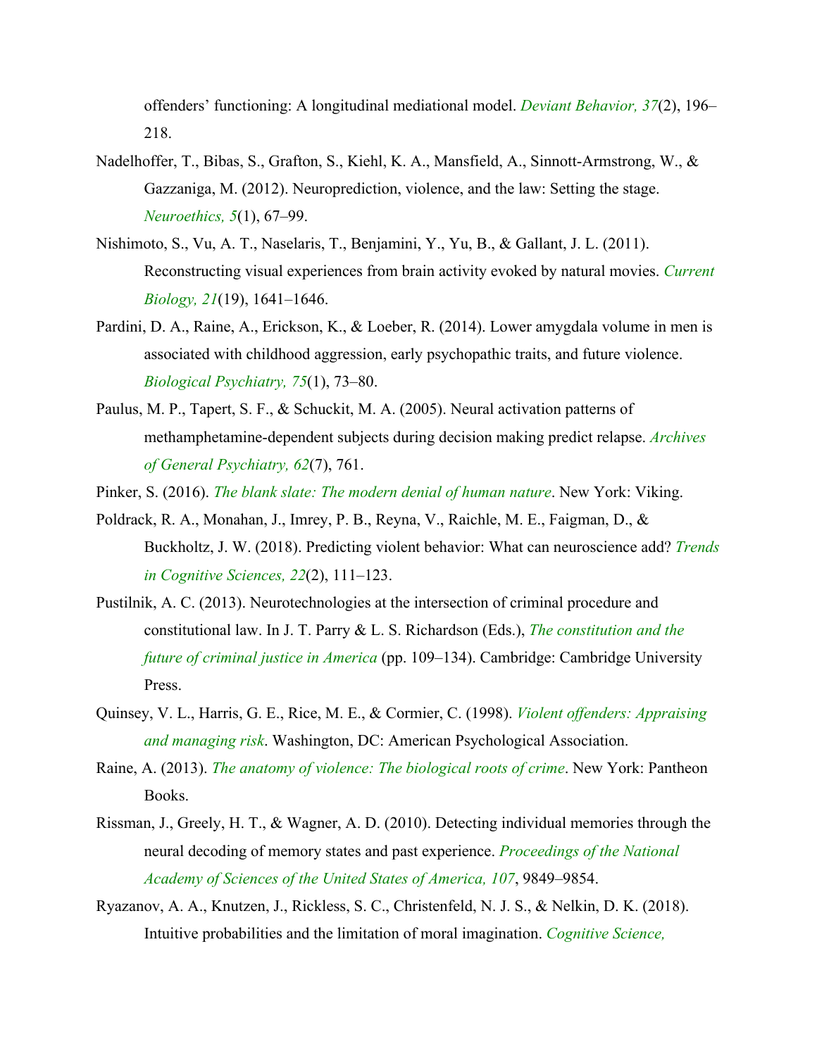offenders' functioning: A longitudinal mediational model. *Deviant Behavior, 37*(2), 196–218.

Nadelhoffer, T., Bibas, S., Grafton, S., Kiehl, K. A., Mansfield, A., Sinnott-Armstrong, W., & Gazzaniga, M. (2012). Neuroprediction, violence, and the law: Setting the stage. *Neuroethics, 5*(1), 67–99.

Nishimoto, S., Vu, A. T., Naselaris, T., Benjamini, Y., Yu, B., & Gallant, J. L. (2011). Reconstructing visual experiences from brain activity evoked by natural movies. *Current Biology, 21*(19), 1641–1646.

Pardini, D. A., Raine, A., Erickson, K., & Loeber, R. (2014). Lower amygdala volume in men is associated with childhood aggression, early psychopathic traits, and future violence. *Biological Psychiatry, 75*(1), 73–80.

Paulus, M. P., Tapert, S. F., & Schuckit, M. A. (2005). Neural activation patterns of methamphetamine-dependent subjects during decision making predict relapse. *Archives of General Psychiatry, 62*(7), 761.

Pinker, S. (2016). *The blank slate: The modern denial of human nature*. New York: Viking.

Poldrack, R. A., Monahan, J., Imrey, P. B., Reyna, V., Raichle, M. E., Faigman, D., & Buckholtz, J. W. (2018). Predicting violent behavior: What can neuroscience add? *Trends in Cognitive Sciences, 22*(2), 111–123.

Pustilnik, A. C. (2013). Neurotechnologies at the intersection of criminal procedure and constitutional law. In J. T. Parry & L. S. Richardson (Eds.), *The constitution and the future of criminal justice in America* (pp. 109–134). Cambridge: Cambridge University Press.

Quinsey, V. L., Harris, G. E., Rice, M. E., & Cormier, C. (1998). *Violent offenders: Appraising and managing risk*. Washington, DC: American Psychological Association.

Raine, A. (2013). *The anatomy of violence: The biological roots of crime*. New York: Pantheon Books.

Rissman, J., Greely, H. T., & Wagner, A. D. (2010). Detecting individual memories through the neural decoding of memory states and past experience. *Proceedings of the National Academy of Sciences of the United States of America, 107*, 9849–9854.

Ryazanov, A. A., Knutzen, J., Rickless, S. C., Christenfeld, N. J. S., & Nelkin, D. K. (2018). Intuitive probabilities and the limitation of moral imagination. *Cognitive Science,*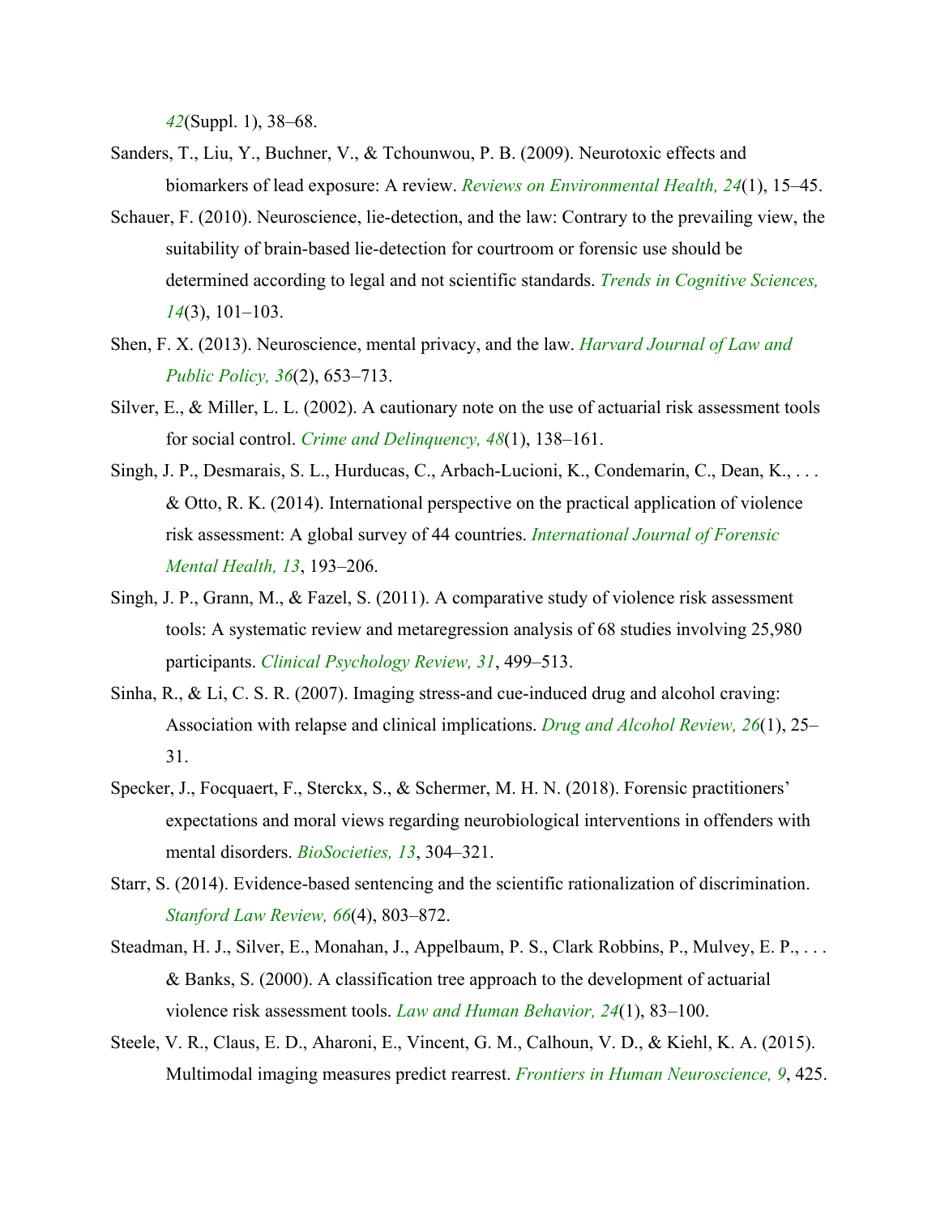*42*(Suppl. 1), 38–68.

Sanders, T., Liu, Y., Buchner, V., & Tchounwou, P. B. (2009). Neurotoxic effects and biomarkers of lead exposure: A review. *Reviews on Environmental Health, 24*(1), 15–45.

Schauer, F. (2010). Neuroscience, lie-detection, and the law: Contrary to the prevailing view, the suitability of brain-based lie-detection for courtroom or forensic use should be determined according to legal and not scientific standards. *Trends in Cognitive Sciences, 14*(3), 101–103.

Shen, F. X. (2013). Neuroscience, mental privacy, and the law. *Harvard Journal of Law and Public Policy, 36*(2), 653–713.

Silver, E., & Miller, L. L. (2002). A cautionary note on the use of actuarial risk assessment tools for social control. *Crime and Delinquency, 48*(1), 138–161.

Singh, J. P., Desmarais, S. L., Hurducas, C., Arbach-Lucioni, K., Condemarin, C., Dean, K., . . . & Otto, R. K. (2014). International perspective on the practical application of violence risk assessment: A global survey of 44 countries. *International Journal of Forensic Mental Health, 13*, 193–206.

Singh, J. P., Grann, M., & Fazel, S. (2011). A comparative study of violence risk assessment tools: A systematic review and metaregression analysis of 68 studies involving 25,980 participants. *Clinical Psychology Review, 31*, 499–513.

Sinha, R., & Li, C. S. R. (2007). Imaging stress-and cue-induced drug and alcohol craving: Association with relapse and clinical implications. *Drug and Alcohol Review, 26*(1), 25–31.

Specker, J., Focquaert, F., Sterckx, S., & Schermer, M. H. N. (2018). Forensic practitioners' expectations and moral views regarding neurobiological interventions in offenders with mental disorders. *BioSocieties, 13*, 304–321.

Starr, S. (2014). Evidence-based sentencing and the scientific rationalization of discrimination. *Stanford Law Review, 66*(4), 803–872.

Steadman, H. J., Silver, E., Monahan, J., Appelbaum, P. S., Clark Robbins, P., Mulvey, E. P., . . . & Banks, S. (2000). A classification tree approach to the development of actuarial violence risk assessment tools. *Law and Human Behavior, 24*(1), 83–100.

Steele, V. R., Claus, E. D., Aharoni, E., Vincent, G. M., Calhoun, V. D., & Kiehl, K. A. (2015). Multimodal imaging measures predict rearrest. *Frontiers in Human Neuroscience, 9*, 425.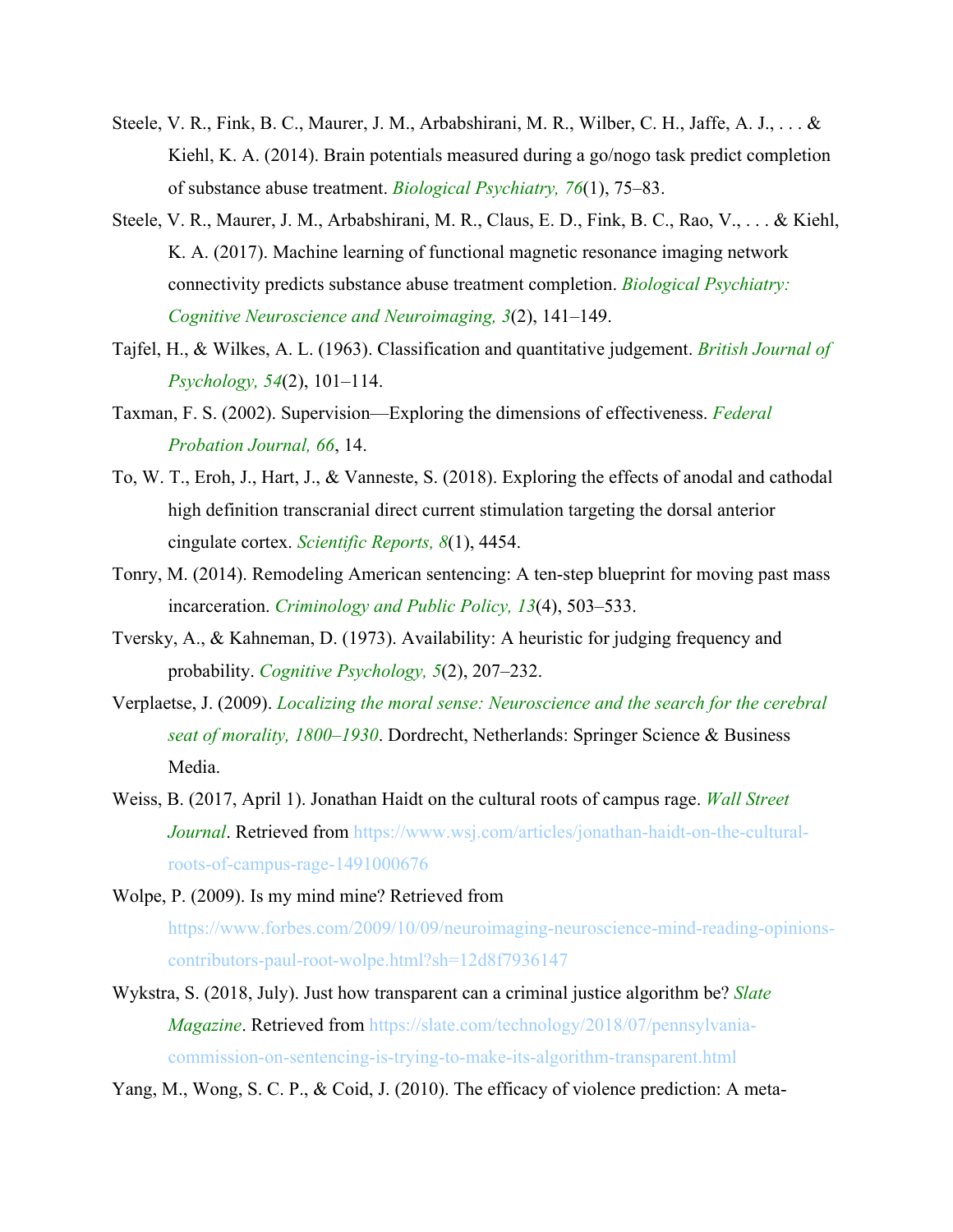Steele, V. R., Fink, B. C., Maurer, J. M., Arbabshirani, M. R., Wilber, C. H., Jaffe, A. J., . . . & Kiehl, K. A. (2014). Brain potentials measured during a go/nogo task predict completion of substance abuse treatment. *Biological Psychiatry, 76*(1), 75–83.

Steele, V. R., Maurer, J. M., Arbabshirani, M. R., Claus, E. D., Fink, B. C., Rao, V., . . . & Kiehl, K. A. (2017). Machine learning of functional magnetic resonance imaging network connectivity predicts substance abuse treatment completion. *Biological Psychiatry: Cognitive Neuroscience and Neuroimaging, 3*(2), 141–149.

Tajfel, H., & Wilkes, A. L. (1963). Classification and quantitative judgement. *British Journal of Psychology, 54*(2), 101–114.

Taxman, F. S. (2002). Supervision—Exploring the dimensions of effectiveness. *Federal Probation Journal, 66*, 14.

To, W. T., Eroh, J., Hart, J., & Vanneste, S. (2018). Exploring the effects of anodal and cathodal high definition transcranial direct current stimulation targeting the dorsal anterior cingulate cortex. *Scientific Reports, 8*(1), 4454.

Tonry, M. (2014). Remodeling American sentencing: A ten-step blueprint for moving past mass incarceration. *Criminology and Public Policy, 13*(4), 503–533.

Tversky, A., & Kahneman, D. (1973). Availability: A heuristic for judging frequency and probability. *Cognitive Psychology, 5*(2), 207–232.

Verplaetse, J. (2009). *Localizing the moral sense: Neuroscience and the search for the cerebral seat of morality, 1800–1930*. Dordrecht, Netherlands: Springer Science & Business Media.

Weiss, B. (2017, April 1). Jonathan Haidt on the cultural roots of campus rage. *Wall Street Journal*. Retrieved from https://www.wsj.com/articles/jonathan-haidt-on-the-cultural-roots-of-campus-rage-1491000676

Wolpe, P. (2009). Is my mind mine? Retrieved from https://www.forbes.com/2009/10/09/neuroimaging-neuroscience-mind-reading-opinions-contributors-paul-root-wolpe.html?sh=12d8f7936147

Wykstra, S. (2018, July). Just how transparent can a criminal justice algorithm be? *Slate Magazine*. Retrieved from https://slate.com/technology/2018/07/pennsylvania-commission-on-sentencing-is-trying-to-make-its-algorithm-transparent.html

Yang, M., Wong, S. C. P., & Coid, J. (2010). The efficacy of violence prediction: A meta-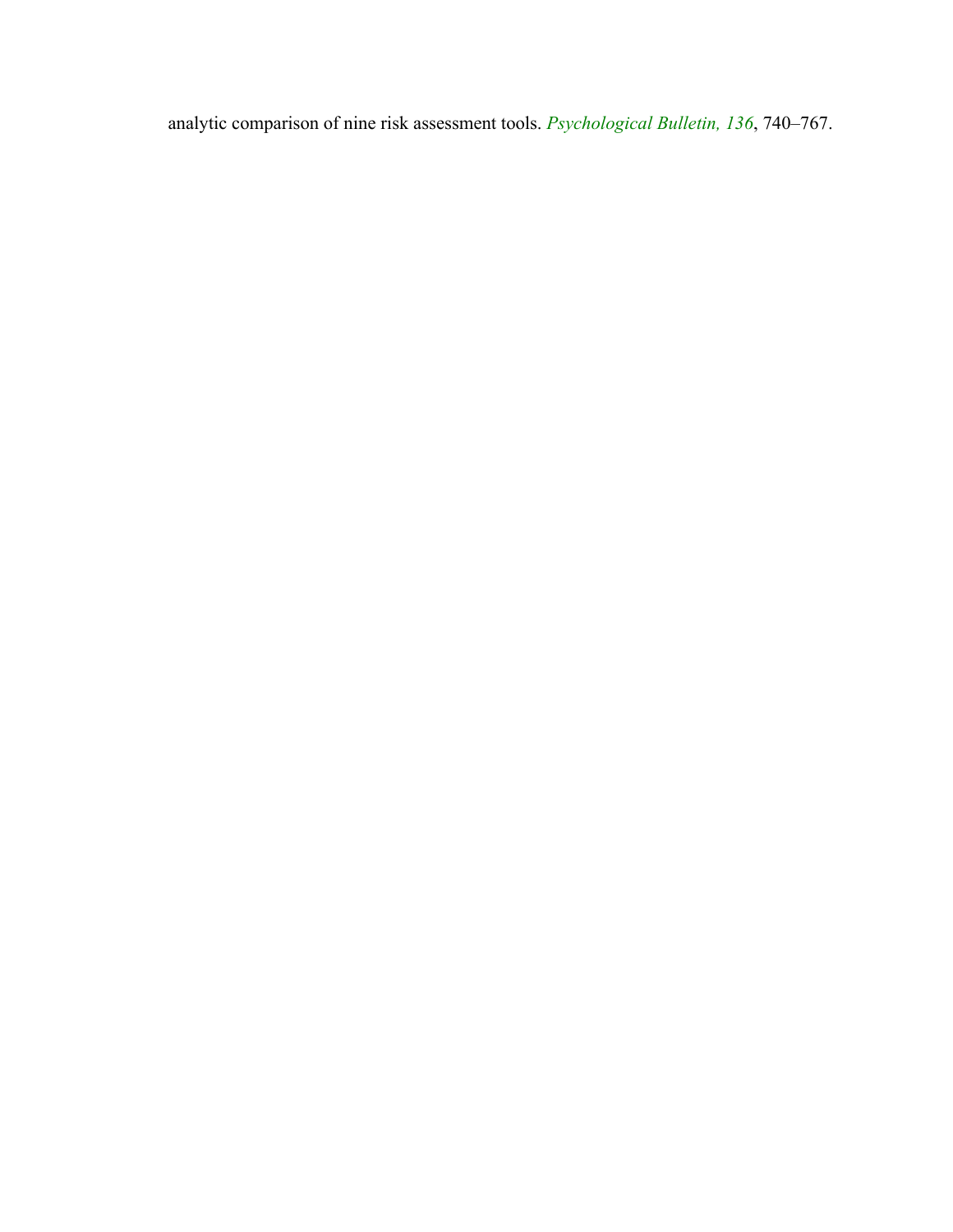analytic comparison of nine risk assessment tools. *Psychological Bulletin, 136*, 740–767.